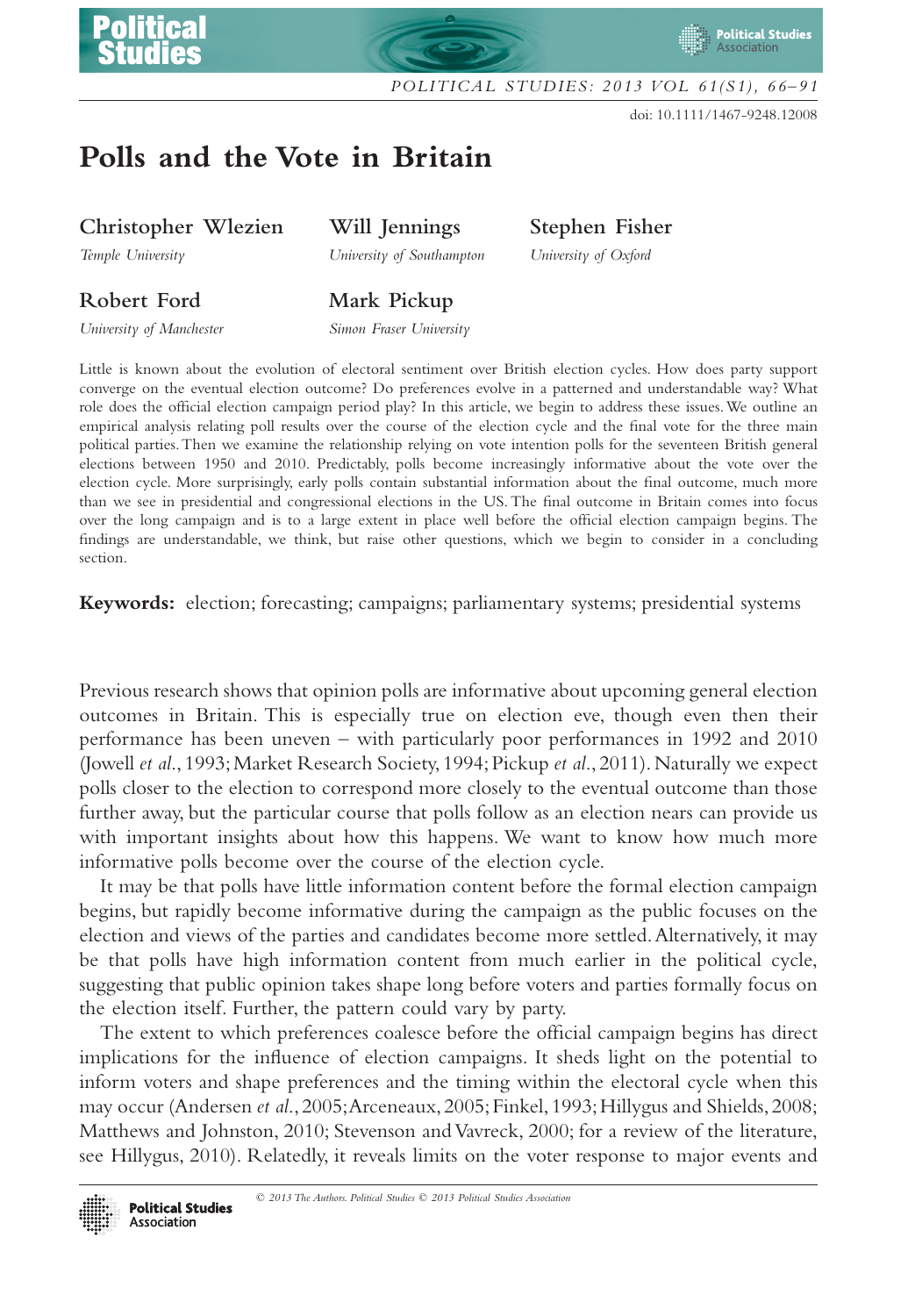# Polls and the Vote in Britain

**Christopher Wlezien**
*Temple University*

**Will Jennings**
*University of Southampton*

**Stephen Fisher**
*University of Oxford*

**Robert Ford**
*University of Manchester*

**Mark Pickup**
*Simon Fraser University*

Little is known about the evolution of electoral sentiment over British election cycles. How does party support converge on the eventual election outcome? Do preferences evolve in a patterned and understandable way? What role does the official election campaign period play? In this article, we begin to address these issues. We outline an empirical analysis relating poll results over the course of the election cycle and the final vote for the three main political parties. Then we examine the relationship relying on vote intention polls for the seventeen British general elections between 1950 and 2010. Predictably, polls become increasingly informative about the vote over the election cycle. More surprisingly, early polls contain substantial information about the final outcome, much more than we see in presidential and congressional elections in the US. The final outcome in Britain comes into focus over the long campaign and is to a large extent in place well before the official election campaign begins. The findings are understandable, we think, but raise other questions, which we begin to consider in a concluding section.

**Keywords:** election; forecasting; campaigns; parliamentary systems; presidential systems

Previous research shows that opinion polls are informative about upcoming general election outcomes in Britain. This is especially true on election eve, though even then their performance has been uneven – with particularly poor performances in 1992 and 2010 (Jowell *et al.*, 1993; Market Research Society, 1994; Pickup *et al.*, 2011). Naturally we expect polls closer to the election to correspond more closely to the eventual outcome than those further away, but the particular course that polls follow as an election nears can provide us with important insights about how this happens. We want to know how much more informative polls become over the course of the election cycle.

It may be that polls have little information content before the formal election campaign begins, but rapidly become informative during the campaign as the public focuses on the election and views of the parties and candidates become more settled. Alternatively, it may be that polls have high information content from much earlier in the political cycle, suggesting that public opinion takes shape long before voters and parties formally focus on the election itself. Further, the pattern could vary by party.

The extent to which preferences coalesce before the official campaign begins has direct implications for the influence of election campaigns. It sheds light on the potential to inform voters and shape preferences and the timing within the electoral cycle when this may occur (Andersen *et al.*, 2005; Arceneaux, 2005; Finkel, 1993; Hillygus and Shields, 2008; Matthews and Johnston, 2010; Stevenson and Vavreck, 2000; for a review of the literature, see Hillygus, 2010). Relatedly, it reveals limits on the voter response to major events and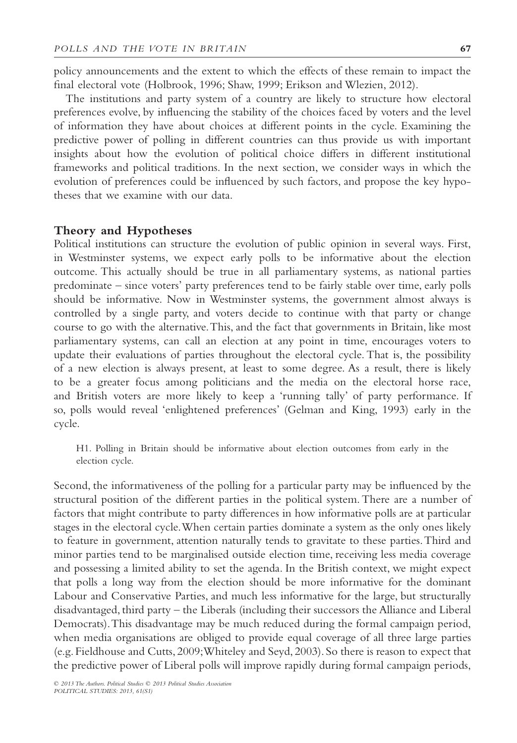policy announcements and the extent to which the effects of these remain to impact the final electoral vote (Holbrook, 1996; Shaw, 1999; Erikson and Wlezien, 2012).

The institutions and party system of a country are likely to structure how electoral preferences evolve, by influencing the stability of the choices faced by voters and the level of information they have about choices at different points in the cycle. Examining the predictive power of polling in different countries can thus provide us with important insights about how the evolution of political choice differs in different institutional frameworks and political traditions. In the next section, we consider ways in which the evolution of preferences could be influenced by such factors, and propose the key hypotheses that we examine with our data.

## Theory and Hypotheses

Political institutions can structure the evolution of public opinion in several ways. First, in Westminster systems, we expect early polls to be informative about the election outcome. This actually should be true in all parliamentary systems, as national parties predominate – since voters' party preferences tend to be fairly stable over time, early polls should be informative. Now in Westminster systems, the government almost always is controlled by a single party, and voters decide to continue with that party or change course to go with the alternative. This, and the fact that governments in Britain, like most parliamentary systems, can call an election at any point in time, encourages voters to update their evaluations of parties throughout the electoral cycle. That is, the possibility of a new election is always present, at least to some degree. As a result, there is likely to be a greater focus among politicians and the media on the electoral horse race, and British voters are more likely to keep a 'running tally' of party performance. If so, polls would reveal 'enlightened preferences' (Gelman and King, 1993) early in the cycle.

> H1. Polling in Britain should be informative about election outcomes from early in the election cycle.

Second, the informativeness of the polling for a particular party may be influenced by the structural position of the different parties in the political system. There are a number of factors that might contribute to party differences in how informative polls are at particular stages in the electoral cycle. When certain parties dominate a system as the only ones likely to feature in government, attention naturally tends to gravitate to these parties. Third and minor parties tend to be marginalised outside election time, receiving less media coverage and possessing a limited ability to set the agenda. In the British context, we might expect that polls a long way from the election should be more informative for the dominant Labour and Conservative Parties, and much less informative for the large, but structurally disadvantaged, third party – the Liberals (including their successors the Alliance and Liberal Democrats). This disadvantage may be much reduced during the formal campaign period, when media organisations are obliged to provide equal coverage of all three large parties (e.g. Fieldhouse and Cutts, 2009; Whiteley and Seyd, 2003). So there is reason to expect that the predictive power of Liberal polls will improve rapidly during formal campaign periods,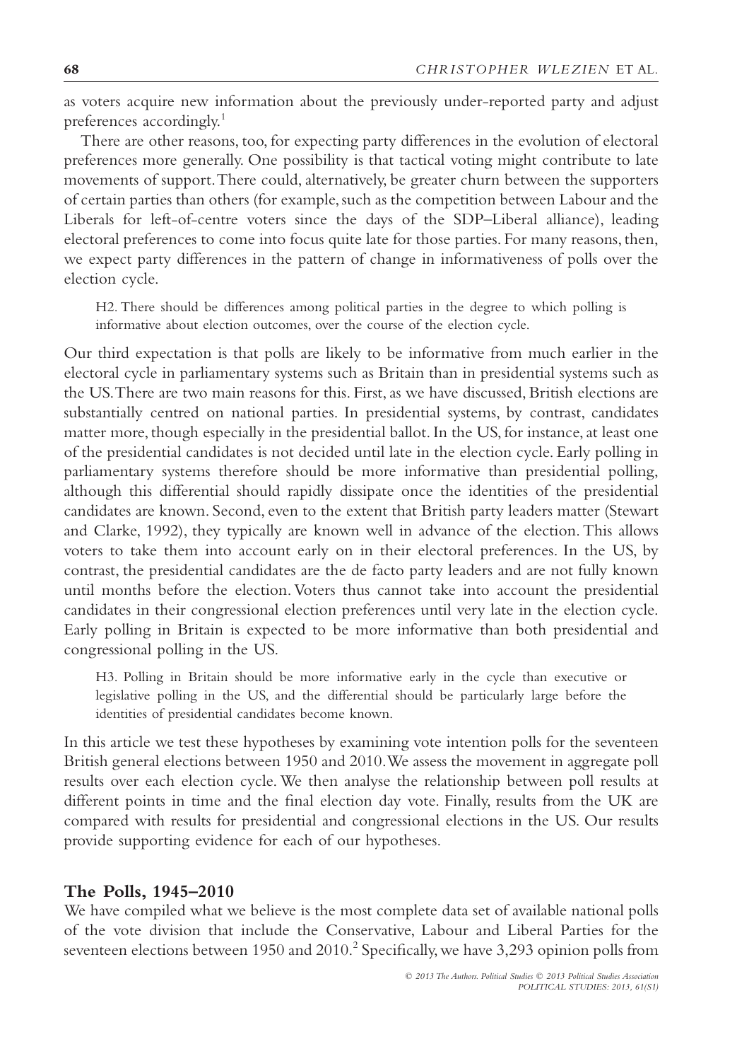as voters acquire new information about the previously under-reported party and adjust preferences accordingly.[1]

There are other reasons, too, for expecting party differences in the evolution of electoral preferences more generally. One possibility is that tactical voting might contribute to late movements of support. There could, alternatively, be greater churn between the supporters of certain parties than others (for example, such as the competition between Labour and the Liberals for left-of-centre voters since the days of the SDP–Liberal alliance), leading electoral preferences to come into focus quite late for those parties. For many reasons, then, we expect party differences in the pattern of change in informativeness of polls over the election cycle.

> H2. There should be differences among political parties in the degree to which polling is informative about election outcomes, over the course of the election cycle.

Our third expectation is that polls are likely to be informative from much earlier in the electoral cycle in parliamentary systems such as Britain than in presidential systems such as the US. There are two main reasons for this. First, as we have discussed, British elections are substantially centred on national parties. In presidential systems, by contrast, candidates matter more, though especially in the presidential ballot. In the US, for instance, at least one of the presidential candidates is not decided until late in the election cycle. Early polling in parliamentary systems therefore should be more informative than presidential polling, although this differential should rapidly dissipate once the identities of the presidential candidates are known. Second, even to the extent that British party leaders matter (Stewart and Clarke, 1992), they typically are known well in advance of the election. This allows voters to take them into account early on in their electoral preferences. In the US, by contrast, the presidential candidates are the de facto party leaders and are not fully known until months before the election. Voters thus cannot take into account the presidential candidates in their congressional election preferences until very late in the election cycle. Early polling in Britain is expected to be more informative than both presidential and congressional polling in the US.

> H3. Polling in Britain should be more informative early in the cycle than executive or legislative polling in the US, and the differential should be particularly large before the identities of presidential candidates become known.

In this article we test these hypotheses by examining vote intention polls for the seventeen British general elections between 1950 and 2010. We assess the movement in aggregate poll results over each election cycle. We then analyse the relationship between poll results at different points in time and the final election day vote. Finally, results from the UK are compared with results for presidential and congressional elections in the US. Our results provide supporting evidence for each of our hypotheses.

## The Polls, 1945–2010

We have compiled what we believe is the most complete data set of available national polls of the vote division that include the Conservative, Labour and Liberal Parties for the seventeen elections between 1950 and 2010.[2] Specifically, we have 3,293 opinion polls from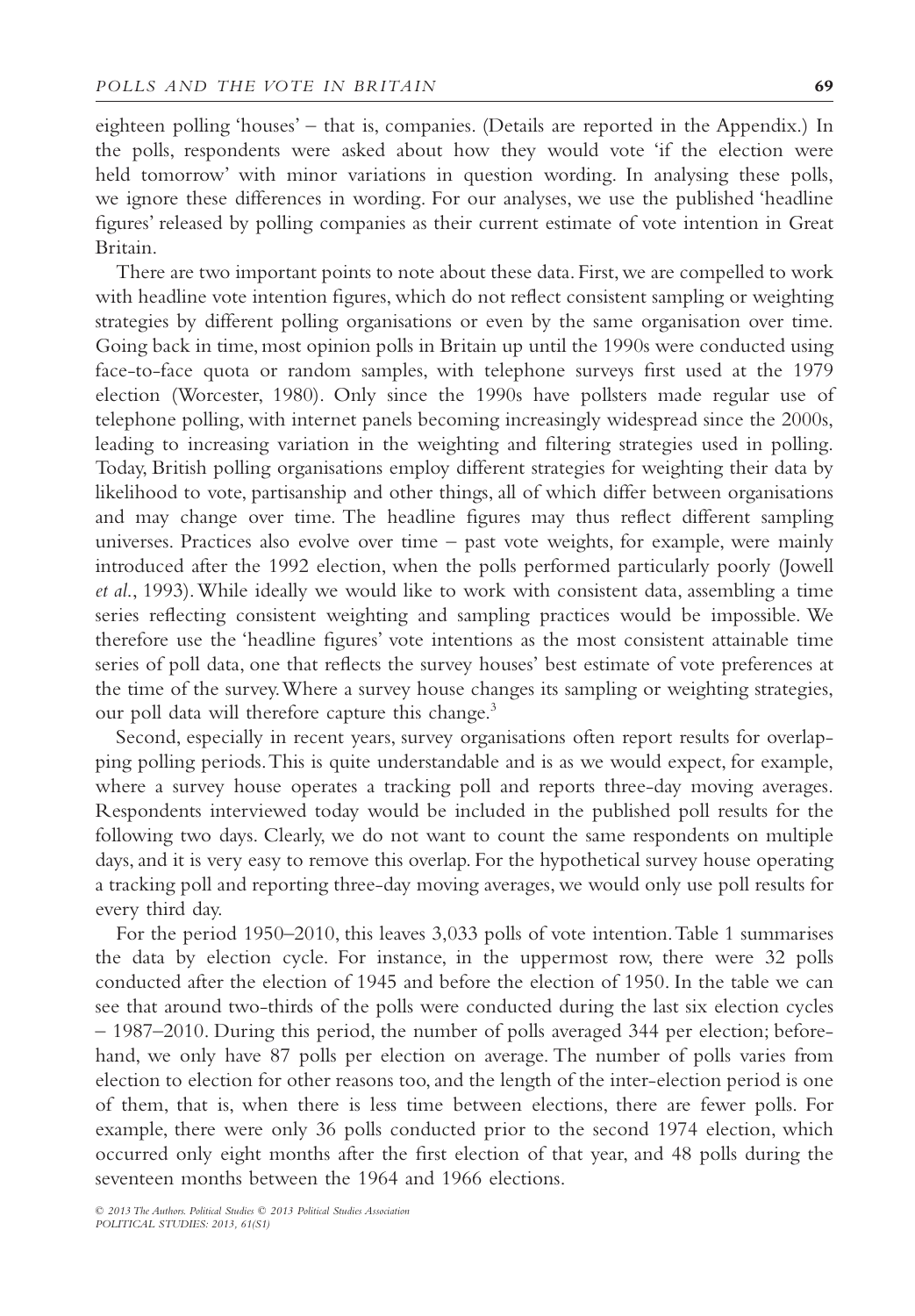eighteen polling 'houses' – that is, companies. (Details are reported in the Appendix.) In the polls, respondents were asked about how they would vote 'if the election were held tomorrow' with minor variations in question wording. In analysing these polls, we ignore these differences in wording. For our analyses, we use the published 'headline figures' released by polling companies as their current estimate of vote intention in Great Britain.

There are two important points to note about these data. First, we are compelled to work with headline vote intention figures, which do not reflect consistent sampling or weighting strategies by different polling organisations or even by the same organisation over time. Going back in time, most opinion polls in Britain up until the 1990s were conducted using face-to-face quota or random samples, with telephone surveys first used at the 1979 election (Worcester, 1980). Only since the 1990s have pollsters made regular use of telephone polling, with internet panels becoming increasingly widespread since the 2000s, leading to increasing variation in the weighting and filtering strategies used in polling. Today, British polling organisations employ different strategies for weighting their data by likelihood to vote, partisanship and other things, all of which differ between organisations and may change over time. The headline figures may thus reflect different sampling universes. Practices also evolve over time – past vote weights, for example, were mainly introduced after the 1992 election, when the polls performed particularly poorly (Jowell *et al.*, 1993). While ideally we would like to work with consistent data, assembling a time series reflecting consistent weighting and sampling practices would be impossible. We therefore use the 'headline figures' vote intentions as the most consistent attainable time series of poll data, one that reflects the survey houses' best estimate of vote preferences at the time of the survey. Where a survey house changes its sampling or weighting strategies, our poll data will therefore capture this change.[3]

Second, especially in recent years, survey organisations often report results for overlapping polling periods. This is quite understandable and is as we would expect, for example, where a survey house operates a tracking poll and reports three-day moving averages. Respondents interviewed today would be included in the published poll results for the following two days. Clearly, we do not want to count the same respondents on multiple days, and it is very easy to remove this overlap. For the hypothetical survey house operating a tracking poll and reporting three-day moving averages, we would only use poll results for every third day.

For the period 1950–2010, this leaves 3,033 polls of vote intention. Table 1 summarises the data by election cycle. For instance, in the uppermost row, there were 32 polls conducted after the election of 1945 and before the election of 1950. In the table we can see that around two-thirds of the polls were conducted during the last six election cycles – 1987–2010. During this period, the number of polls averaged 344 per election; beforehand, we only have 87 polls per election on average. The number of polls varies from election to election for other reasons too, and the length of the inter-election period is one of them, that is, when there is less time between elections, there are fewer polls. For example, there were only 36 polls conducted prior to the second 1974 election, which occurred only eight months after the first election of that year, and 48 polls during the seventeen months between the 1964 and 1966 elections.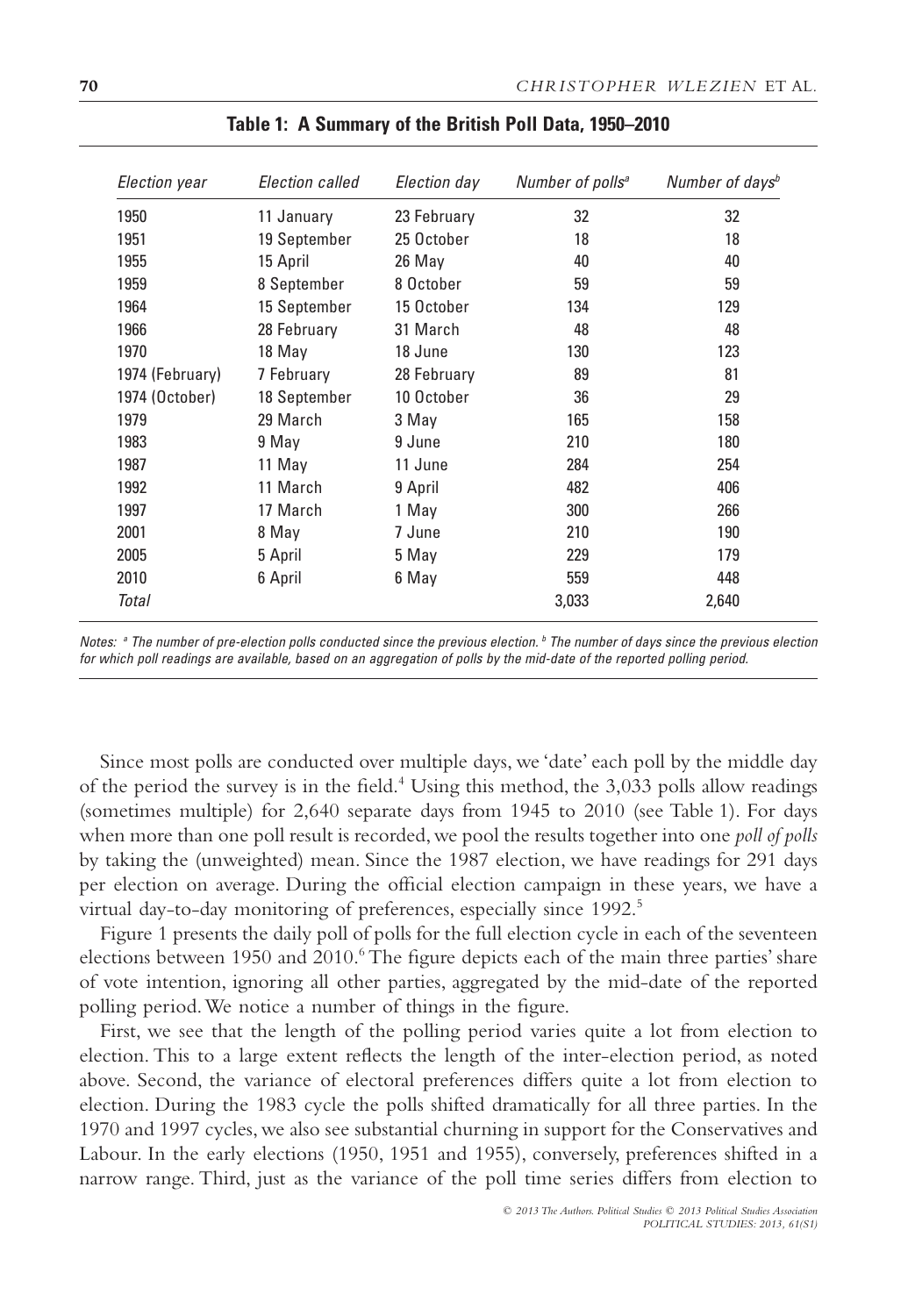**Table 1: A Summary of the British Poll Data, 1950–2010**

| *Election year* | *Election called* | *Election day* | *Number of polls*[a] | *Number of days*[b] |
|---|---|---|---|---|
| 1950 | 11 January | 23 February | 32 | 32 |
| 1951 | 19 September | 25 October | 18 | 18 |
| 1955 | 15 April | 26 May | 40 | 40 |
| 1959 | 8 September | 8 October | 59 | 59 |
| 1964 | 15 September | 15 October | 134 | 129 |
| 1966 | 28 February | 31 March | 48 | 48 |
| 1970 | 18 May | 18 June | 130 | 123 |
| 1974 (February) | 7 February | 28 February | 89 | 81 |
| 1974 (October) | 18 September | 10 October | 36 | 29 |
| 1979 | 29 March | 3 May | 165 | 158 |
| 1983 | 9 May | 9 June | 210 | 180 |
| 1987 | 11 May | 11 June | 284 | 254 |
| 1992 | 11 March | 9 April | 482 | 406 |
| 1997 | 17 March | 1 May | 300 | 266 |
| 2001 | 8 May | 7 June | 210 | 190 |
| 2005 | 5 April | 5 May | 229 | 179 |
| 2010 | 6 April | 6 May | 559 | 448 |
| *Total* | | | 3,033 | 2,640 |

*Notes:* [a] *The number of pre-election polls conducted since the previous election.* [b] *The number of days since the previous election for which poll readings are available, based on an aggregation of polls by the mid-date of the reported polling period.*

Since most polls are conducted over multiple days, we 'date' each poll by the middle day of the period the survey is in the field.[4] Using this method, the 3,033 polls allow readings (sometimes multiple) for 2,640 separate days from 1945 to 2010 (see Table 1). For days when more than one poll result is recorded, we pool the results together into one *poll of polls* by taking the (unweighted) mean. Since the 1987 election, we have readings for 291 days per election on average. During the official election campaign in these years, we have a virtual day-to-day monitoring of preferences, especially since 1992.[5]

Figure 1 presents the daily poll of polls for the full election cycle in each of the seventeen elections between 1950 and 2010.[6] The figure depicts each of the main three parties' share of vote intention, ignoring all other parties, aggregated by the mid-date of the reported polling period. We notice a number of things in the figure.

First, we see that the length of the polling period varies quite a lot from election to election. This to a large extent reflects the length of the inter-election period, as noted above. Second, the variance of electoral preferences differs quite a lot from election to election. During the 1983 cycle the polls shifted dramatically for all three parties. In the 1970 and 1997 cycles, we also see substantial churning in support for the Conservatives and Labour. In the early elections (1950, 1951 and 1955), conversely, preferences shifted in a narrow range. Third, just as the variance of the poll time series differs from election to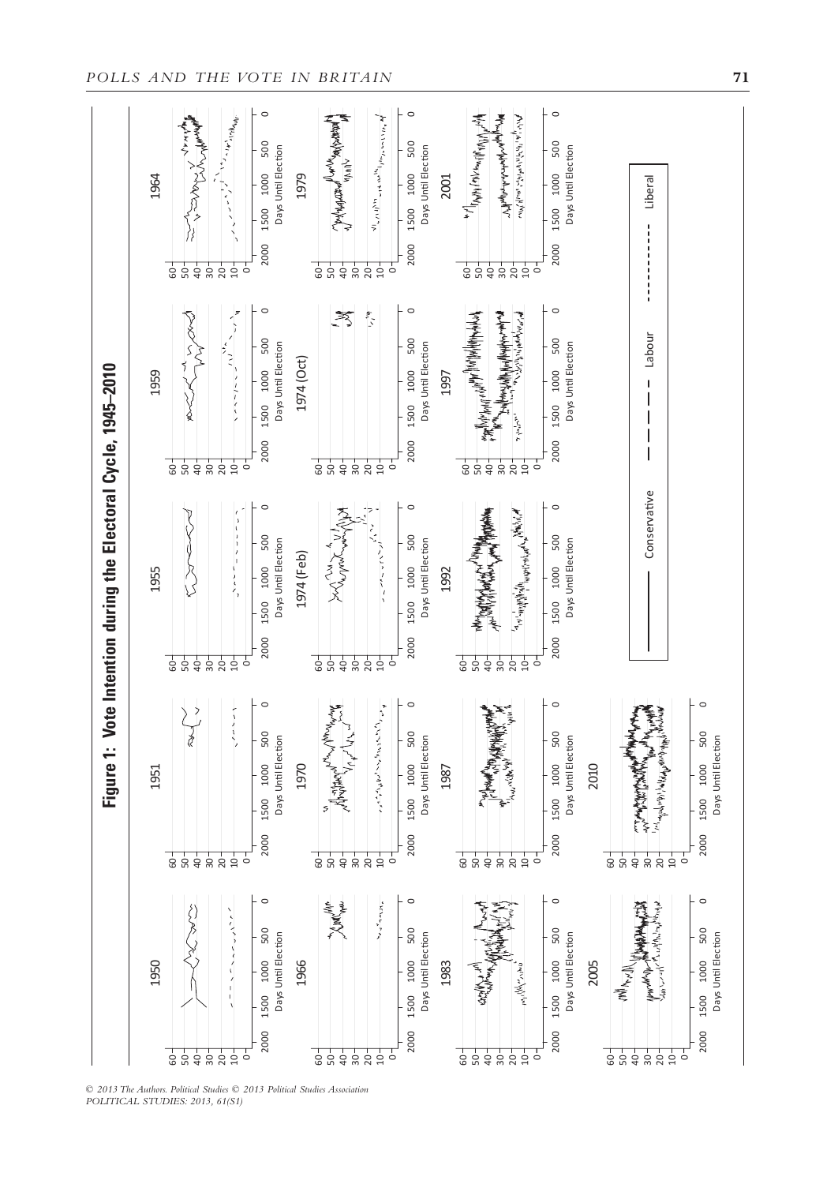**Figure 1: Vote Intention during the Electoral Cycle, 1945–2010**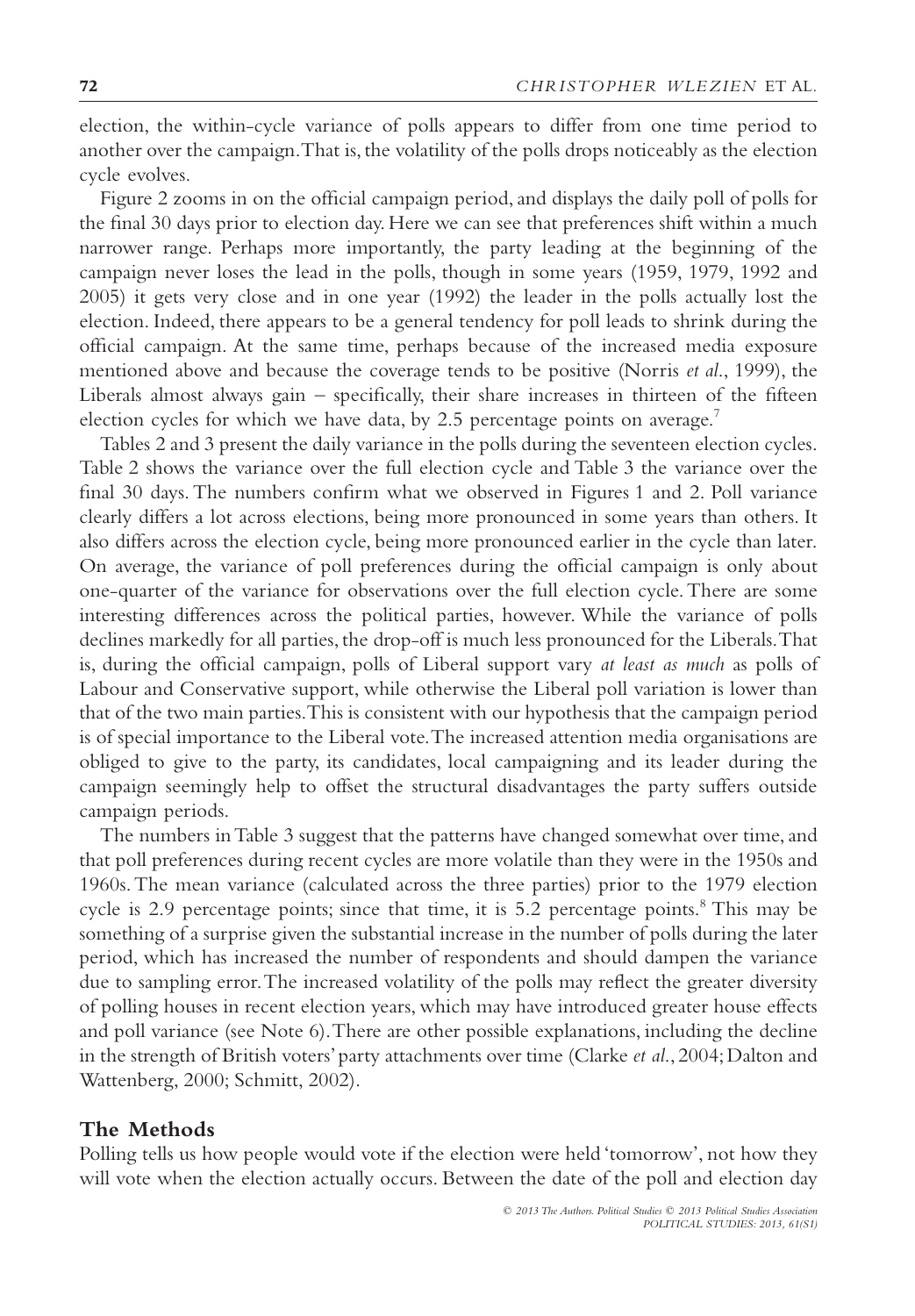election, the within-cycle variance of polls appears to differ from one time period to another over the campaign. That is, the volatility of the polls drops noticeably as the election cycle evolves.

Figure 2 zooms in on the official campaign period, and displays the daily poll of polls for the final 30 days prior to election day. Here we can see that preferences shift within a much narrower range. Perhaps more importantly, the party leading at the beginning of the campaign never loses the lead in the polls, though in some years (1959, 1979, 1992 and 2005) it gets very close and in one year (1992) the leader in the polls actually lost the election. Indeed, there appears to be a general tendency for poll leads to shrink during the official campaign. At the same time, perhaps because of the increased media exposure mentioned above and because the coverage tends to be positive (Norris *et al.*, 1999), the Liberals almost always gain – specifically, their share increases in thirteen of the fifteen election cycles for which we have data, by 2.5 percentage points on average.[7]

Tables 2 and 3 present the daily variance in the polls during the seventeen election cycles. Table 2 shows the variance over the full election cycle and Table 3 the variance over the final 30 days. The numbers confirm what we observed in Figures 1 and 2. Poll variance clearly differs a lot across elections, being more pronounced in some years than others. It also differs across the election cycle, being more pronounced earlier in the cycle than later. On average, the variance of poll preferences during the official campaign is only about one-quarter of the variance for observations over the full election cycle. There are some interesting differences across the political parties, however. While the variance of polls declines markedly for all parties, the drop-off is much less pronounced for the Liberals. That is, during the official campaign, polls of Liberal support vary *at least as much* as polls of Labour and Conservative support, while otherwise the Liberal poll variation is lower than that of the two main parties. This is consistent with our hypothesis that the campaign period is of special importance to the Liberal vote. The increased attention media organisations are obliged to give to the party, its candidates, local campaigning and its leader during the campaign seemingly help to offset the structural disadvantages the party suffers outside campaign periods.

The numbers in Table 3 suggest that the patterns have changed somewhat over time, and that poll preferences during recent cycles are more volatile than they were in the 1950s and 1960s. The mean variance (calculated across the three parties) prior to the 1979 election cycle is 2.9 percentage points; since that time, it is 5.2 percentage points.[8] This may be something of a surprise given the substantial increase in the number of polls during the later period, which has increased the number of respondents and should dampen the variance due to sampling error. The increased volatility of the polls may reflect the greater diversity of polling houses in recent election years, which may have introduced greater house effects and poll variance (see Note 6). There are other possible explanations, including the decline in the strength of British voters' party attachments over time (Clarke *et al.*, 2004; Dalton and Wattenberg, 2000; Schmitt, 2002).

## The Methods

Polling tells us how people would vote if the election were held 'tomorrow', not how they will vote when the election actually occurs. Between the date of the poll and election day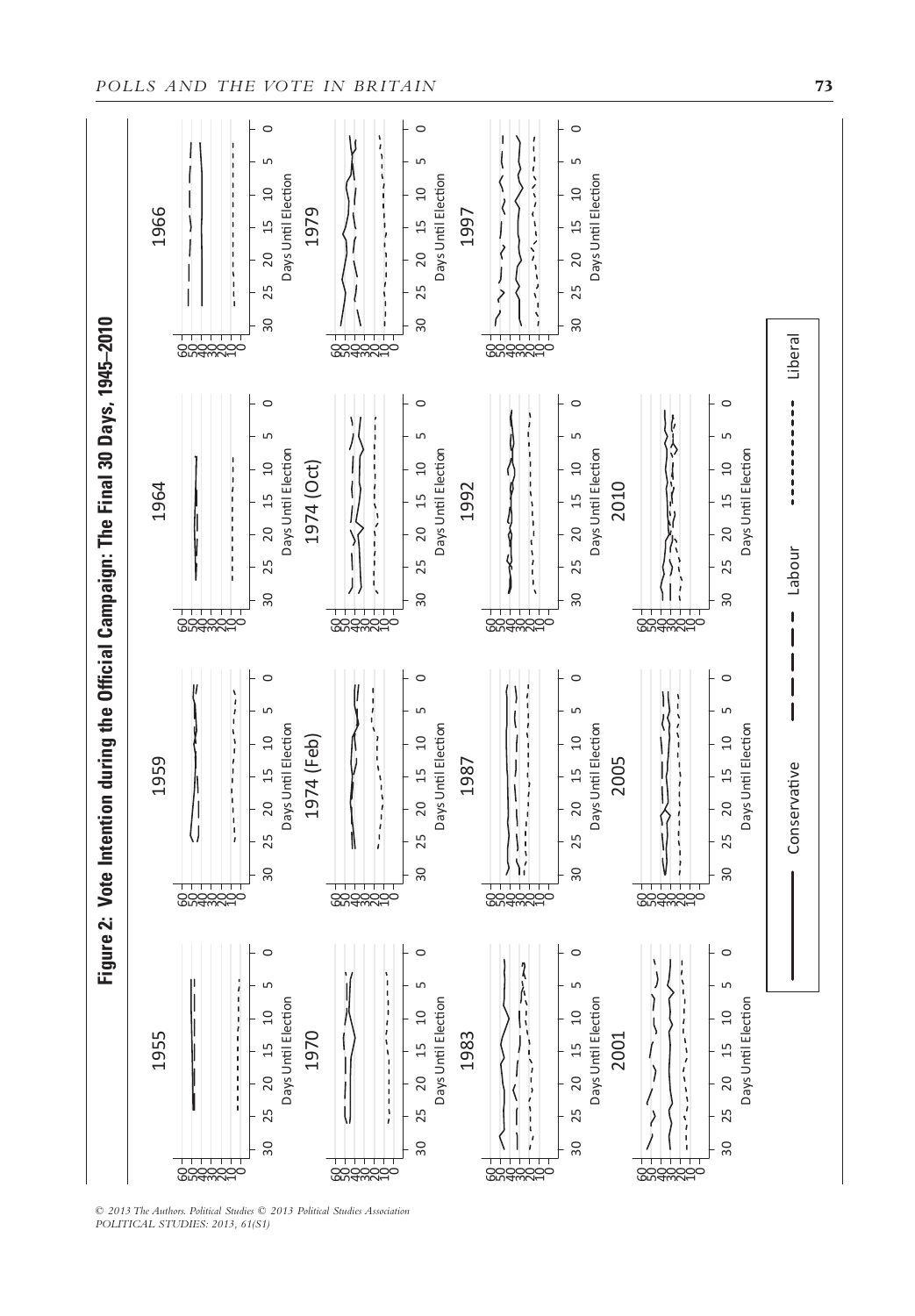**Figure 2: Vote Intention during the Official Campaign: The Final 30 Days, 1945–2010**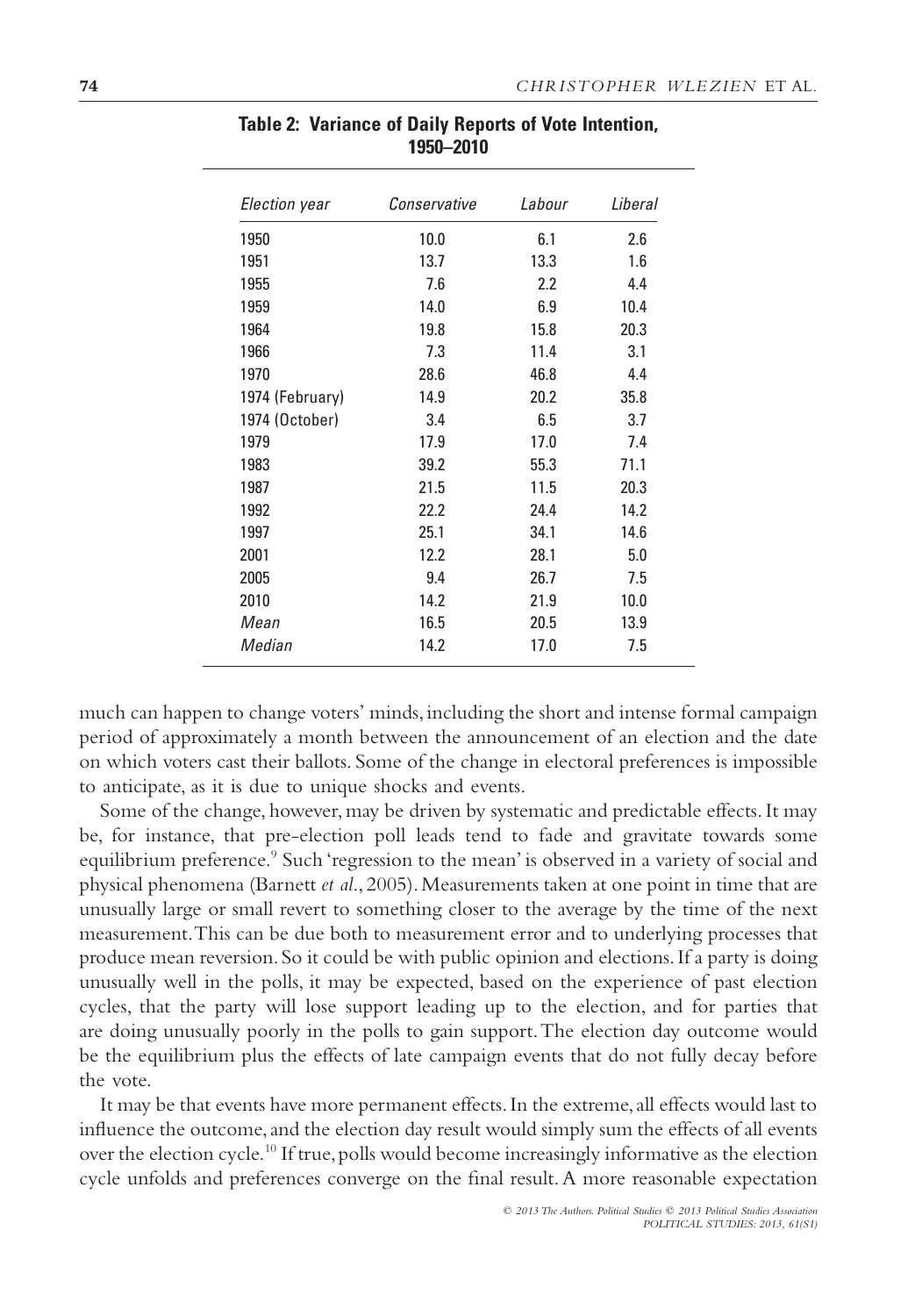**Table 2: Variance of Daily Reports of Vote Intention, 1950–2010**

| *Election year* | *Conservative* | *Labour* | *Liberal* |
|---|---|---|---|
| 1950 | 10.0 | 6.1 | 2.6 |
| 1951 | 13.7 | 13.3 | 1.6 |
| 1955 | 7.6 | 2.2 | 4.4 |
| 1959 | 14.0 | 6.9 | 10.4 |
| 1964 | 19.8 | 15.8 | 20.3 |
| 1966 | 7.3 | 11.4 | 3.1 |
| 1970 | 28.6 | 46.8 | 4.4 |
| 1974 (February) | 14.9 | 20.2 | 35.8 |
| 1974 (October) | 3.4 | 6.5 | 3.7 |
| 1979 | 17.9 | 17.0 | 7.4 |
| 1983 | 39.2 | 55.3 | 71.1 |
| 1987 | 21.5 | 11.5 | 20.3 |
| 1992 | 22.2 | 24.4 | 14.2 |
| 1997 | 25.1 | 34.1 | 14.6 |
| 2001 | 12.2 | 28.1 | 5.0 |
| 2005 | 9.4 | 26.7 | 7.5 |
| 2010 | 14.2 | 21.9 | 10.0 |
| *Mean* | 16.5 | 20.5 | 13.9 |
| *Median* | 14.2 | 17.0 | 7.5 |

much can happen to change voters' minds, including the short and intense formal campaign period of approximately a month between the announcement of an election and the date on which voters cast their ballots. Some of the change in electoral preferences is impossible to anticipate, as it is due to unique shocks and events.

Some of the change, however, may be driven by systematic and predictable effects. It may be, for instance, that pre-election poll leads tend to fade and gravitate towards some equilibrium preference.[9] Such 'regression to the mean' is observed in a variety of social and physical phenomena (Barnett *et al*., 2005). Measurements taken at one point in time that are unusually large or small revert to something closer to the average by the time of the next measurement. This can be due both to measurement error and to underlying processes that produce mean reversion. So it could be with public opinion and elections. If a party is doing unusually well in the polls, it may be expected, based on the experience of past election cycles, that the party will lose support leading up to the election, and for parties that are doing unusually poorly in the polls to gain support. The election day outcome would be the equilibrium plus the effects of late campaign events that do not fully decay before the vote.

It may be that events have more permanent effects. In the extreme, all effects would last to influence the outcome, and the election day result would simply sum the effects of all events over the election cycle.[10] If true, polls would become increasingly informative as the election cycle unfolds and preferences converge on the final result. A more reasonable expectation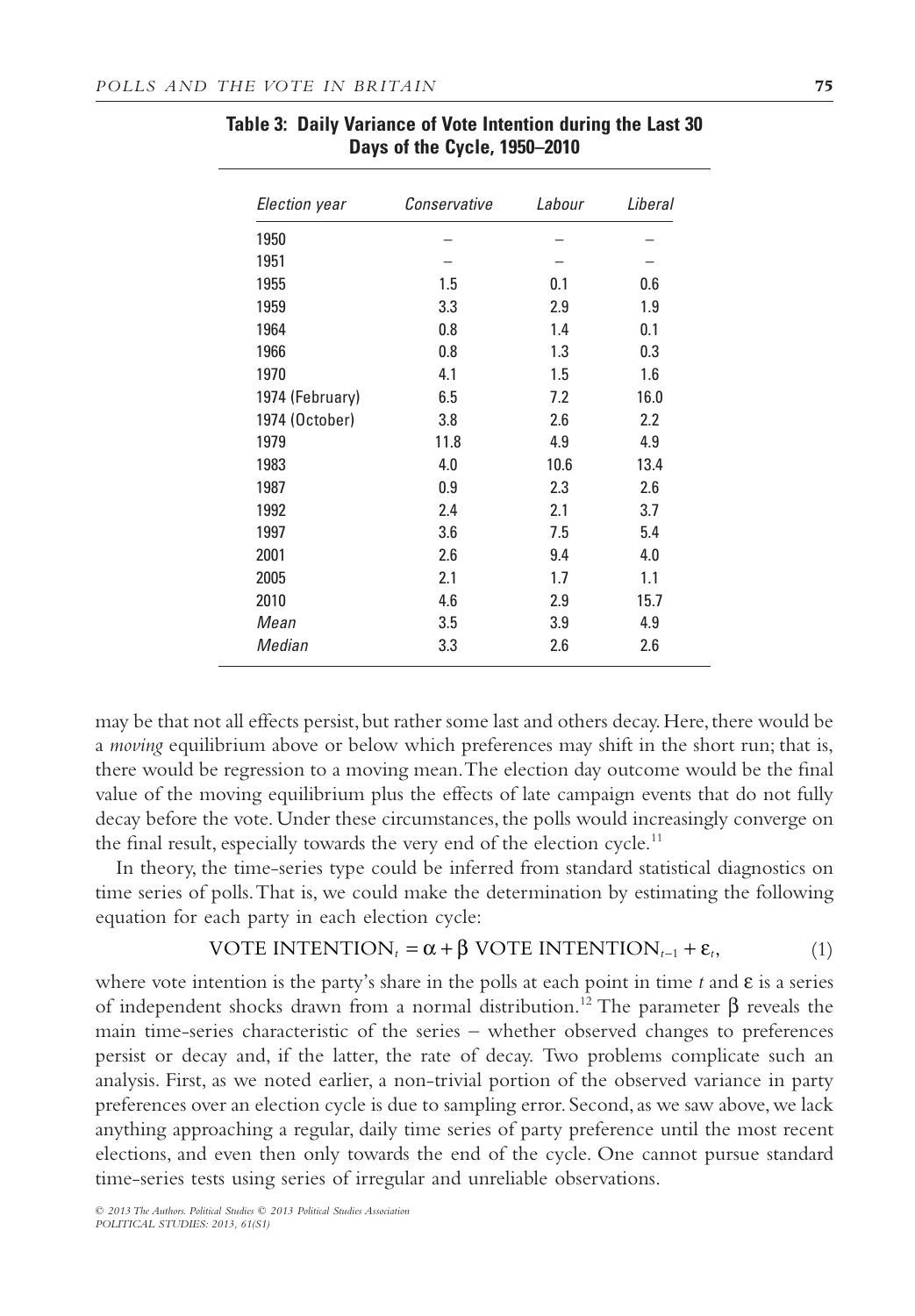**Table 3: Daily Variance of Vote Intention during the Last 30 Days of the Cycle, 1950–2010**

| *Election year* | *Conservative* | *Labour* | *Liberal* |
|---|---|---|---|
| 1950 | – | – | – |
| 1951 | – | – | – |
| 1955 | 1.5 | 0.1 | 0.6 |
| 1959 | 3.3 | 2.9 | 1.9 |
| 1964 | 0.8 | 1.4 | 0.1 |
| 1966 | 0.8 | 1.3 | 0.3 |
| 1970 | 4.1 | 1.5 | 1.6 |
| 1974 (February) | 6.5 | 7.2 | 16.0 |
| 1974 (October) | 3.8 | 2.6 | 2.2 |
| 1979 | 11.8 | 4.9 | 4.9 |
| 1983 | 4.0 | 10.6 | 13.4 |
| 1987 | 0.9 | 2.3 | 2.6 |
| 1992 | 2.4 | 2.1 | 3.7 |
| 1997 | 3.6 | 7.5 | 5.4 |
| 2001 | 2.6 | 9.4 | 4.0 |
| 2005 | 2.1 | 1.7 | 1.1 |
| 2010 | 4.6 | 2.9 | 15.7 |
| *Mean* | 3.5 | 3.9 | 4.9 |
| *Median* | 3.3 | 2.6 | 2.6 |

may be that not all effects persist, but rather some last and others decay. Here, there would be a *moving* equilibrium above or below which preferences may shift in the short run; that is, there would be regression to a moving mean. The election day outcome would be the final value of the moving equilibrium plus the effects of late campaign events that do not fully decay before the vote. Under these circumstances, the polls would increasingly converge on the final result, especially towards the very end of the election cycle.[11]

In theory, the time-series type could be inferred from standard statistical diagnostics on time series of polls. That is, we could make the determination by estimating the following equation for each party in each election cycle:

$$\text{VOTE INTENTION}_t = \alpha + \beta \text{ VOTE INTENTION}_{t-1} + \varepsilon_t, \tag{1}$$

where vote intention is the party's share in the polls at each point in time $t$ and $\varepsilon$ is a series of independent shocks drawn from a normal distribution.[12] The parameter $\beta$ reveals the main time-series characteristic of the series – whether observed changes to preferences persist or decay and, if the latter, the rate of decay. Two problems complicate such an analysis. First, as we noted earlier, a non-trivial portion of the observed variance in party preferences over an election cycle is due to sampling error. Second, as we saw above, we lack anything approaching a regular, daily time series of party preference until the most recent elections, and even then only towards the end of the cycle. One cannot pursue standard time-series tests using series of irregular and unreliable observations.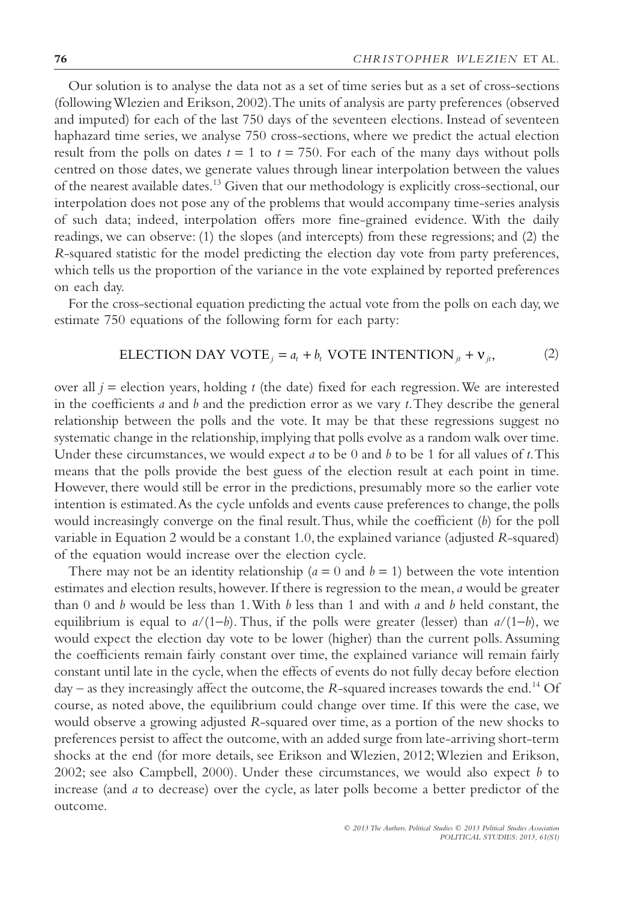Our solution is to analyse the data not as a set of time series but as a set of cross-sections (following Wlezien and Erikson, 2002). The units of analysis are party preferences (observed and imputed) for each of the last 750 days of the seventeen elections. Instead of seventeen haphazard time series, we analyse 750 cross-sections, where we predict the actual election result from the polls on dates $t = 1$ to $t = 750$. For each of the many days without polls centred on those dates, we generate values through linear interpolation between the values of the nearest available dates.[13] Given that our methodology is explicitly cross-sectional, our interpolation does not pose any of the problems that would accompany time-series analysis of such data; indeed, interpolation offers more fine-grained evidence. With the daily readings, we can observe: (1) the slopes (and intercepts) from these regressions; and (2) the *R*-squared statistic for the model predicting the election day vote from party preferences, which tells us the proportion of the variance in the vote explained by reported preferences on each day.

For the cross-sectional equation predicting the actual vote from the polls on each day, we estimate 750 equations of the following form for each party:

$$\text{ELECTION DAY VOTE}_j = a_t + b_t \text{ VOTE INTENTION}_{jt} + \nu_{jt}, \qquad (2)$$

over all $j$ = election years, holding $t$ (the date) fixed for each regression. We are interested in the coefficients $a$ and $b$ and the prediction error as we vary $t$. They describe the general relationship between the polls and the vote. It may be that these regressions suggest no systematic change in the relationship, implying that polls evolve as a random walk over time. Under these circumstances, we would expect $a$ to be 0 and $b$ to be 1 for all values of $t$. This means that the polls provide the best guess of the election result at each point in time. However, there would still be error in the predictions, presumably more so the earlier vote intention is estimated. As the cycle unfolds and events cause preferences to change, the polls would increasingly converge on the final result. Thus, while the coefficient ($b$) for the poll variable in Equation 2 would be a constant 1.0, the explained variance (adjusted *R*-squared) of the equation would increase over the election cycle.

There may not be an identity relationship ($a = 0$ and $b = 1$) between the vote intention estimates and election results, however. If there is regression to the mean, $a$ would be greater than 0 and $b$ would be less than 1. With $b$ less than 1 and with $a$ and $b$ held constant, the equilibrium is equal to $a/(1-b)$. Thus, if the polls were greater (lesser) than $a/(1-b)$, we would expect the election day vote to be lower (higher) than the current polls. Assuming the coefficients remain fairly constant over time, the explained variance will remain fairly constant until late in the cycle, when the effects of events do not fully decay before election day – as they increasingly affect the outcome, the *R*-squared increases towards the end.[14] Of course, as noted above, the equilibrium could change over time. If this were the case, we would observe a growing adjusted *R*-squared over time, as a portion of the new shocks to preferences persist to affect the outcome, with an added surge from late-arriving short-term shocks at the end (for more details, see Erikson and Wlezien, 2012; Wlezien and Erikson, 2002; see also Campbell, 2000). Under these circumstances, we would also expect $b$ to increase (and $a$ to decrease) over the cycle, as later polls become a better predictor of the outcome.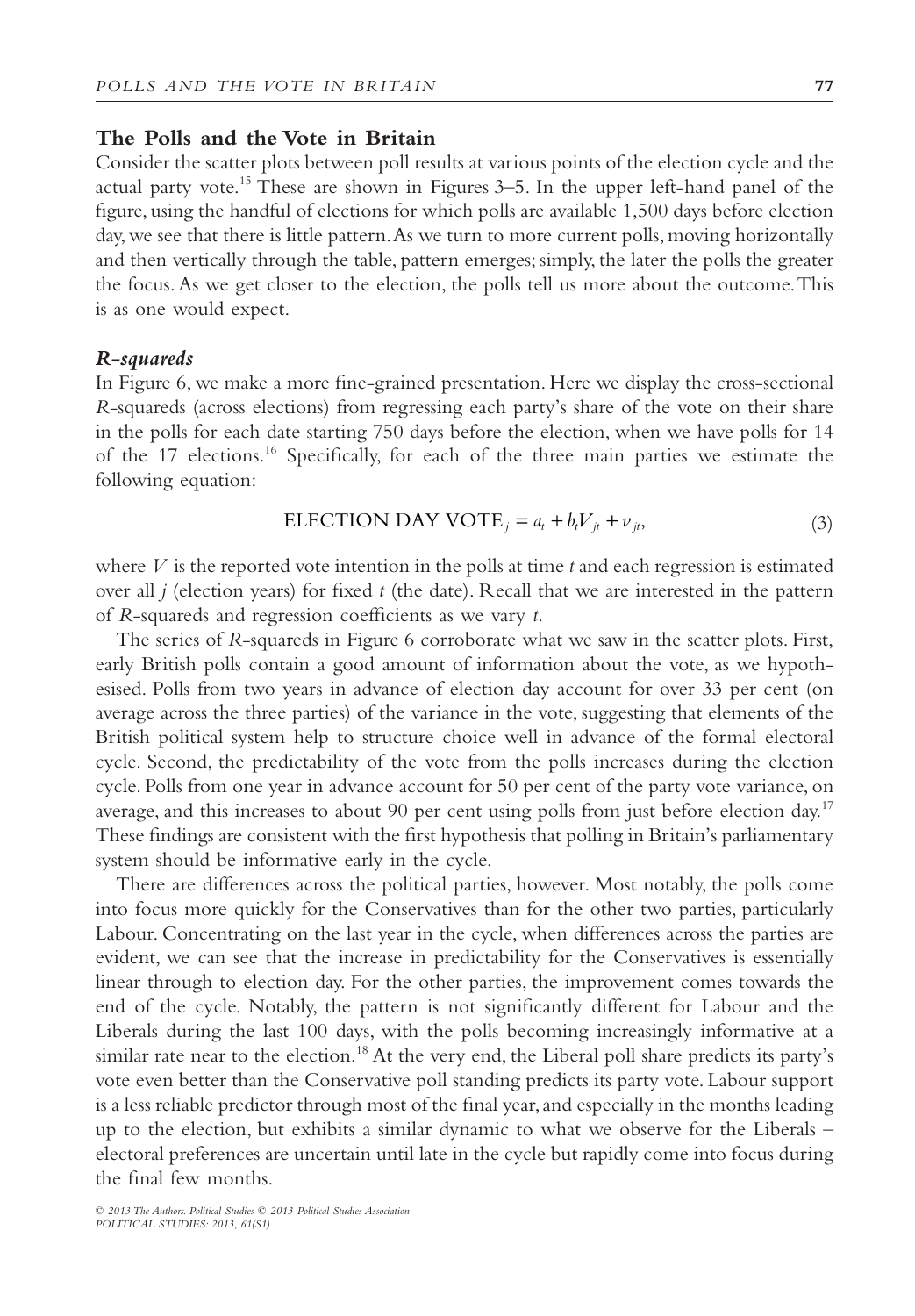## The Polls and the Vote in Britain

Consider the scatter plots between poll results at various points of the election cycle and the actual party vote.[15] These are shown in Figures 3–5. In the upper left-hand panel of the figure, using the handful of elections for which polls are available 1,500 days before election day, we see that there is little pattern. As we turn to more current polls, moving horizontally and then vertically through the table, pattern emerges; simply, the later the polls the greater the focus. As we get closer to the election, the polls tell us more about the outcome. This is as one would expect.

### *R-squareds*

In Figure 6, we make a more fine-grained presentation. Here we display the cross-sectional *R*-squareds (across elections) from regressing each party's share of the vote on their share in the polls for each date starting 750 days before the election, when we have polls for 14 of the 17 elections.[16] Specifically, for each of the three main parties we estimate the following equation:

$$\text{ELECTION DAY VOTE}_j = a_t + b_t V_{jt} + v_{jt}, \tag{3}$$

where $V$ is the reported vote intention in the polls at time $t$ and each regression is estimated over all $j$ (election years) for fixed $t$ (the date). Recall that we are interested in the pattern of *R*-squareds and regression coefficients as we vary $t$.

The series of *R*-squareds in Figure 6 corroborate what we saw in the scatter plots. First, early British polls contain a good amount of information about the vote, as we hypothesised. Polls from two years in advance of election day account for over 33 per cent (on average across the three parties) of the variance in the vote, suggesting that elements of the British political system help to structure choice well in advance of the formal electoral cycle. Second, the predictability of the vote from the polls increases during the election cycle. Polls from one year in advance account for 50 per cent of the party vote variance, on average, and this increases to about 90 per cent using polls from just before election day.[17] These findings are consistent with the first hypothesis that polling in Britain's parliamentary system should be informative early in the cycle.

There are differences across the political parties, however. Most notably, the polls come into focus more quickly for the Conservatives than for the other two parties, particularly Labour. Concentrating on the last year in the cycle, when differences across the parties are evident, we can see that the increase in predictability for the Conservatives is essentially linear through to election day. For the other parties, the improvement comes towards the end of the cycle. Notably, the pattern is not significantly different for Labour and the Liberals during the last 100 days, with the polls becoming increasingly informative at a similar rate near to the election.[18] At the very end, the Liberal poll share predicts its party's vote even better than the Conservative poll standing predicts its party vote. Labour support is a less reliable predictor through most of the final year, and especially in the months leading up to the election, but exhibits a similar dynamic to what we observe for the Liberals – electoral preferences are uncertain until late in the cycle but rapidly come into focus during the final few months.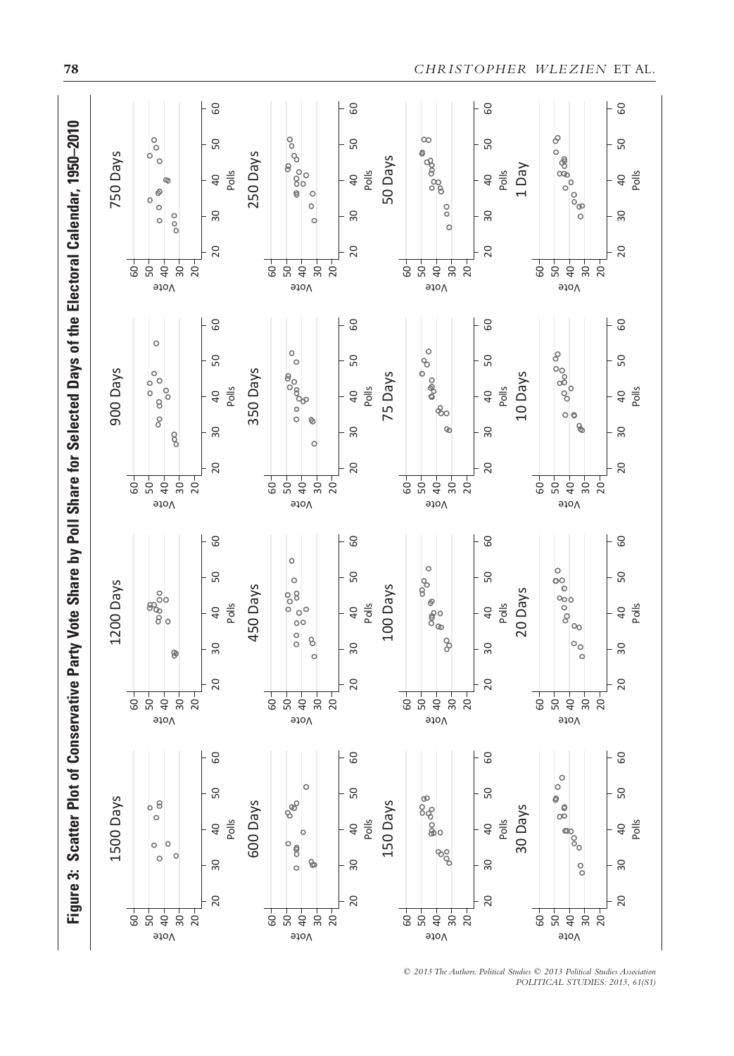**Figure 3: Scatter Plot of Conservative Party Vote Share by Poll Share for Selected Days of the Electoral Calendar, 1950–2010**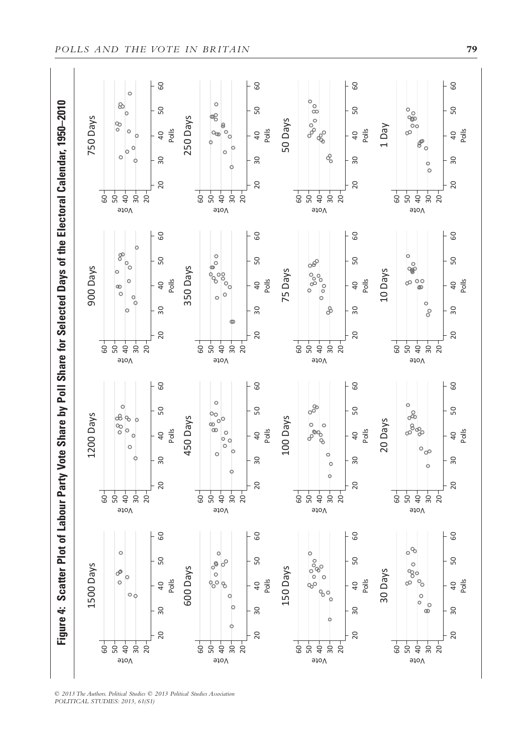**Figure 4: Scatter Plot of Labour Party Vote Share by Poll Share for Selected Days of the Electoral Calendar, 1950–2010**

1500 Days | 1200 Days | 900 Days | 750 Days

600 Days | 450 Days | 350 Days | 250 Days

150 Days | 100 Days | 75 Days | 50 Days

30 Days | 20 Days | 10 Days | 1 Day

Vote

Polls

20 30 40 50 60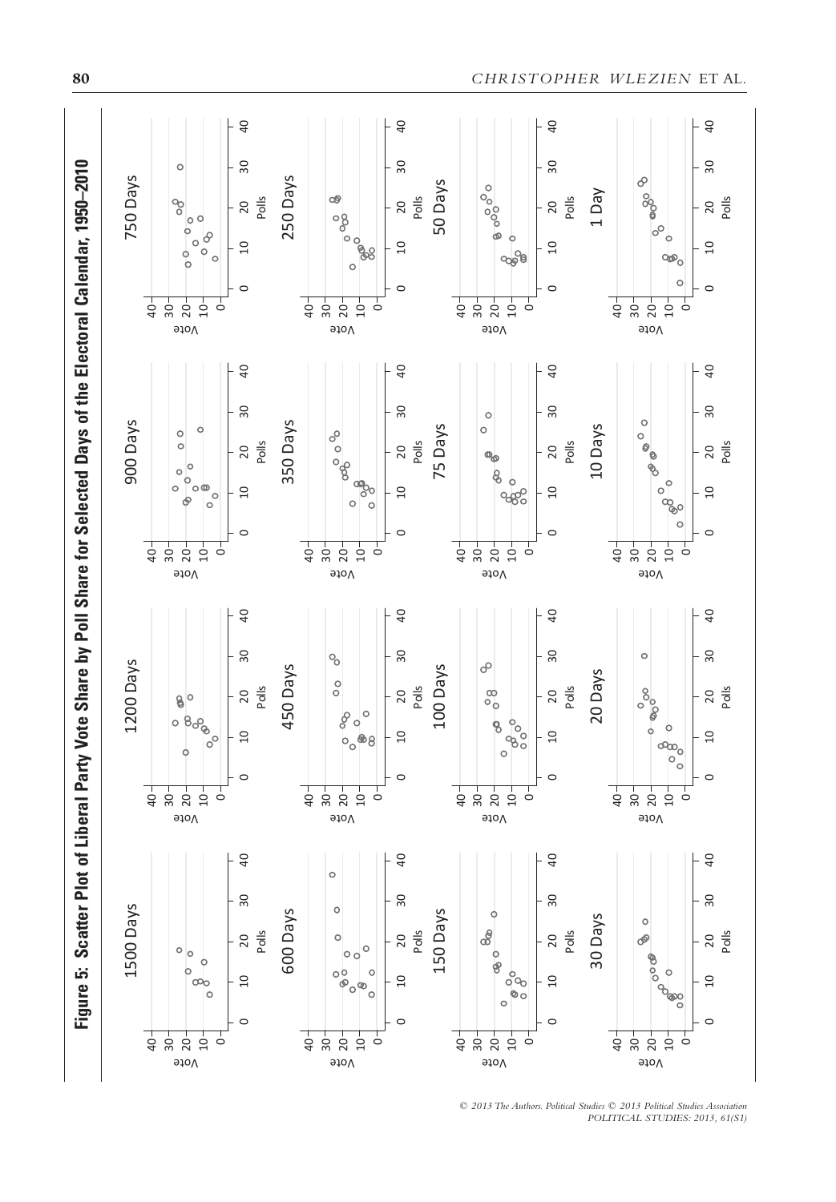**Figure 5: Scatter Plot of Liberal Party Vote Share by Poll Share for Selected Days of the Electoral Calendar, 1950–2010**

1500 Days | 1200 Days | 900 Days | 750 Days

600 Days | 450 Days | 350 Days | 250 Days

150 Days | 100 Days | 75 Days | 50 Days

30 Days | 20 Days | 10 Days | 1 Day

Vote | Polls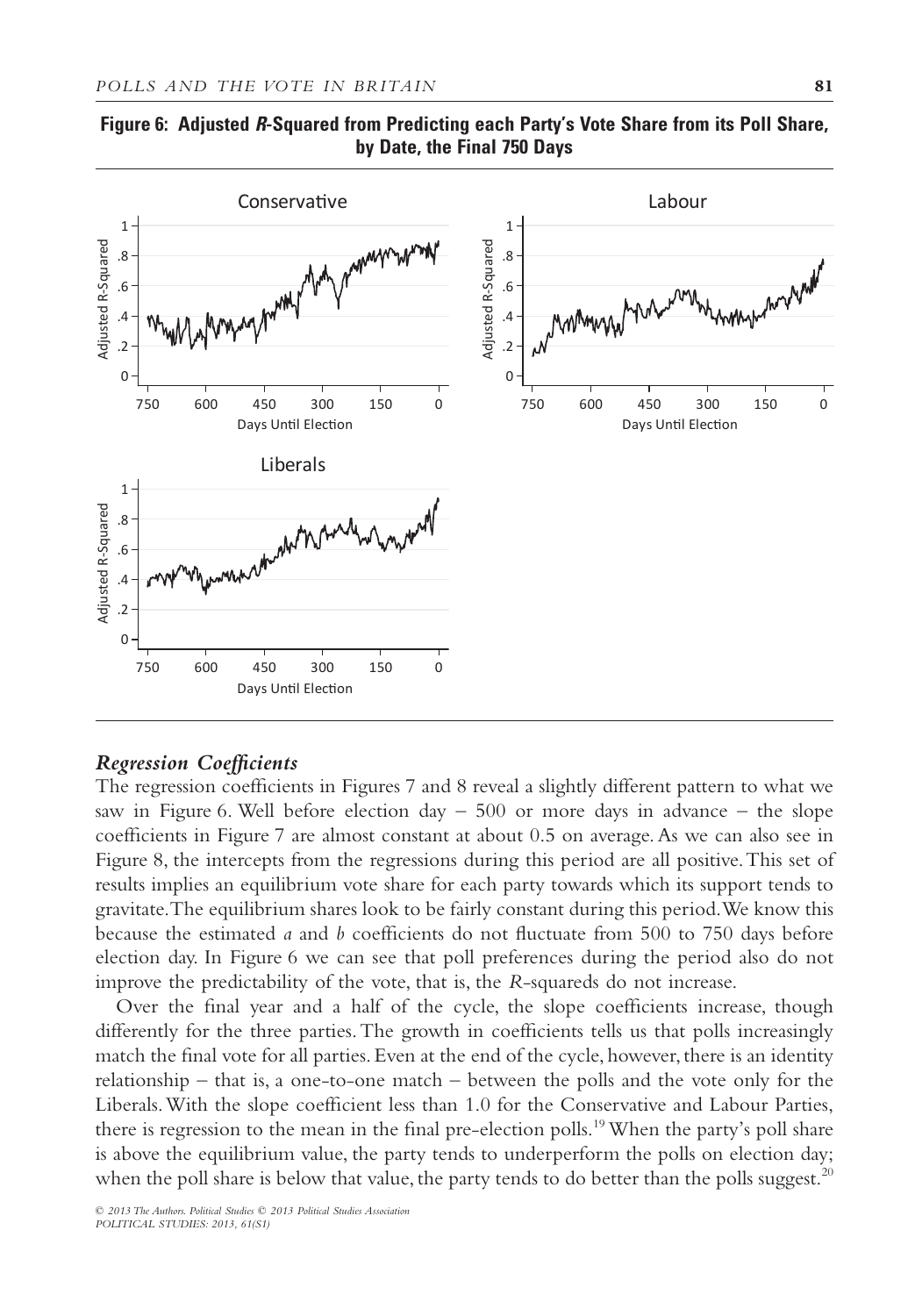**Figure 6: Adjusted *R*-Squared from Predicting each Party's Vote Share from its Poll Share, by Date, the Final 750 Days**

### *Regression Coefficients*

The regression coefficients in Figures 7 and 8 reveal a slightly different pattern to what we saw in Figure 6. Well before election day – 500 or more days in advance – the slope coefficients in Figure 7 are almost constant at about 0.5 on average. As we can also see in Figure 8, the intercepts from the regressions during this period are all positive. This set of results implies an equilibrium vote share for each party towards which its support tends to gravitate. The equilibrium shares look to be fairly constant during this period. We know this because the estimated *a* and *b* coefficients do not fluctuate from 500 to 750 days before election day. In Figure 6 we can see that poll preferences during the period also do not improve the predictability of the vote, that is, the *R*-squareds do not increase.

Over the final year and a half of the cycle, the slope coefficients increase, though differently for the three parties. The growth in coefficients tells us that polls increasingly match the final vote for all parties. Even at the end of the cycle, however, there is an identity relationship – that is, a one-to-one match – between the polls and the vote only for the Liberals. With the slope coefficient less than 1.0 for the Conservative and Labour Parties, there is regression to the mean in the final pre-election polls.[19] When the party's poll share is above the equilibrium value, the party tends to underperform the polls on election day; when the poll share is below that value, the party tends to do better than the polls suggest.[20]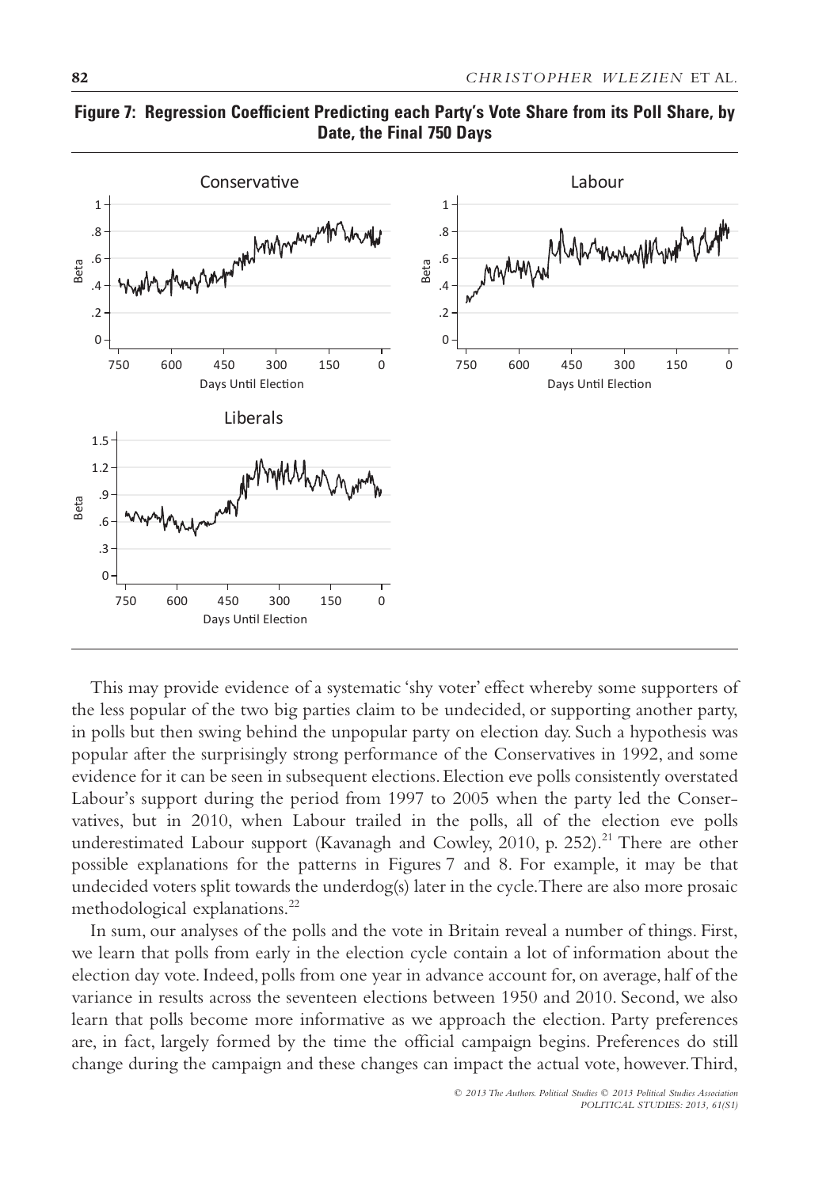**Figure 7: Regression Coefficient Predicting each Party's Vote Share from its Poll Share, by Date, the Final 750 Days**

This may provide evidence of a systematic 'shy voter' effect whereby some supporters of the less popular of the two big parties claim to be undecided, or supporting another party, in polls but then swing behind the unpopular party on election day. Such a hypothesis was popular after the surprisingly strong performance of the Conservatives in 1992, and some evidence for it can be seen in subsequent elections. Election eve polls consistently overstated Labour's support during the period from 1997 to 2005 when the party led the Conservatives, but in 2010, when Labour trailed in the polls, all of the election eve polls underestimated Labour support (Kavanagh and Cowley, 2010, p. 252).[21] There are other possible explanations for the patterns in Figures 7 and 8. For example, it may be that undecided voters split towards the underdog(s) later in the cycle. There are also more prosaic methodological explanations.[22]

In sum, our analyses of the polls and the vote in Britain reveal a number of things. First, we learn that polls from early in the election cycle contain a lot of information about the election day vote. Indeed, polls from one year in advance account for, on average, half of the variance in results across the seventeen elections between 1950 and 2010. Second, we also learn that polls become more informative as we approach the election. Party preferences are, in fact, largely formed by the time the official campaign begins. Preferences do still change during the campaign and these changes can impact the actual vote, however. Third,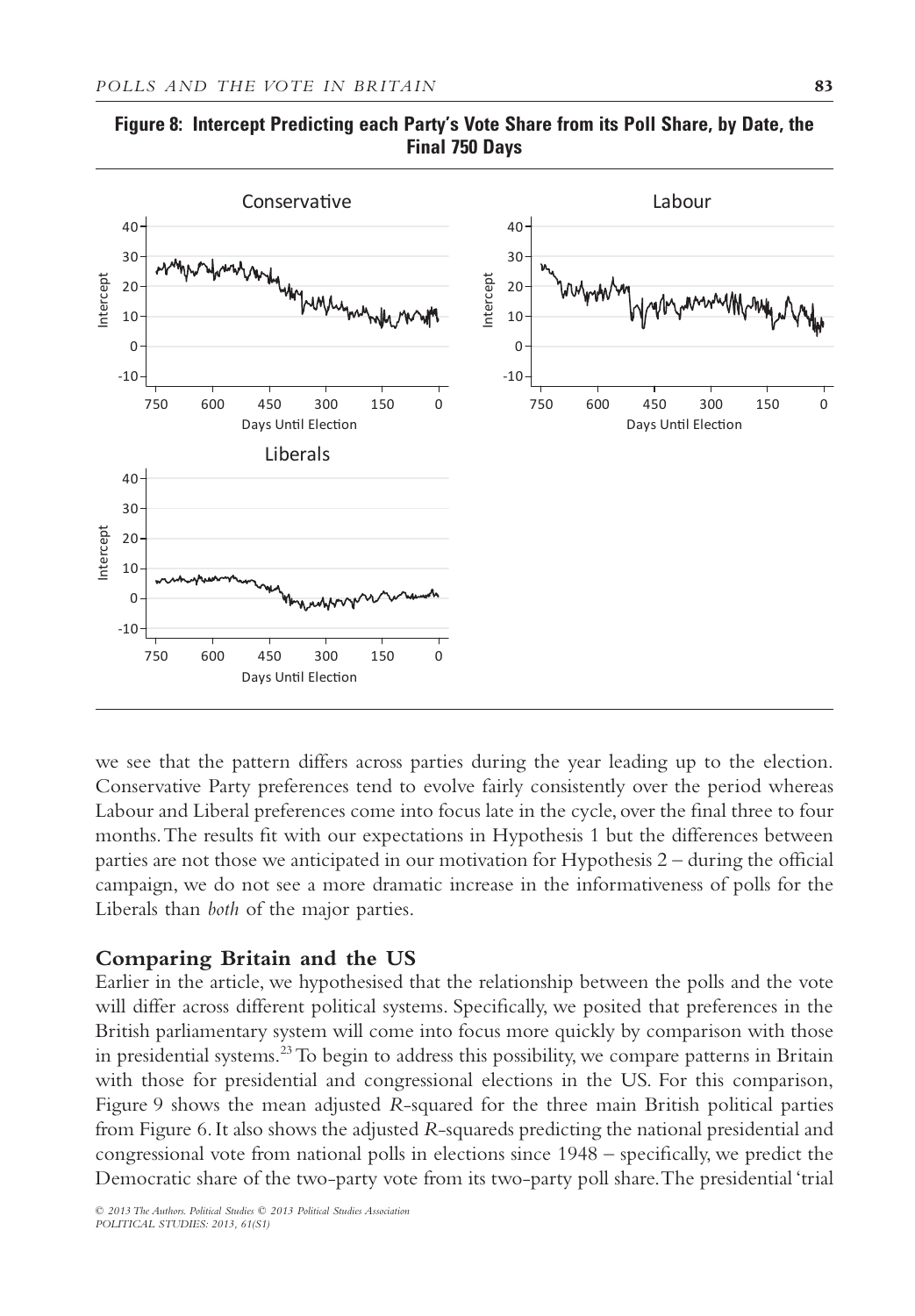**Figure 8: Intercept Predicting each Party's Vote Share from its Poll Share, by Date, the Final 750 Days**

we see that the pattern differs across parties during the year leading up to the election. Conservative Party preferences tend to evolve fairly consistently over the period whereas Labour and Liberal preferences come into focus late in the cycle, over the final three to four months. The results fit with our expectations in Hypothesis 1 but the differences between parties are not those we anticipated in our motivation for Hypothesis 2 – during the official campaign, we do not see a more dramatic increase in the informativeness of polls for the Liberals than *both* of the major parties.

## Comparing Britain and the US

Earlier in the article, we hypothesised that the relationship between the polls and the vote will differ across different political systems. Specifically, we posited that preferences in the British parliamentary system will come into focus more quickly by comparison with those in presidential systems.[23] To begin to address this possibility, we compare patterns in Britain with those for presidential and congressional elections in the US. For this comparison, Figure 9 shows the mean adjusted $R$-squared for the three main British political parties from Figure 6. It also shows the adjusted $R$-squareds predicting the national presidential and congressional vote from national polls in elections since 1948 – specifically, we predict the Democratic share of the two-party vote from its two-party poll share. The presidential 'trial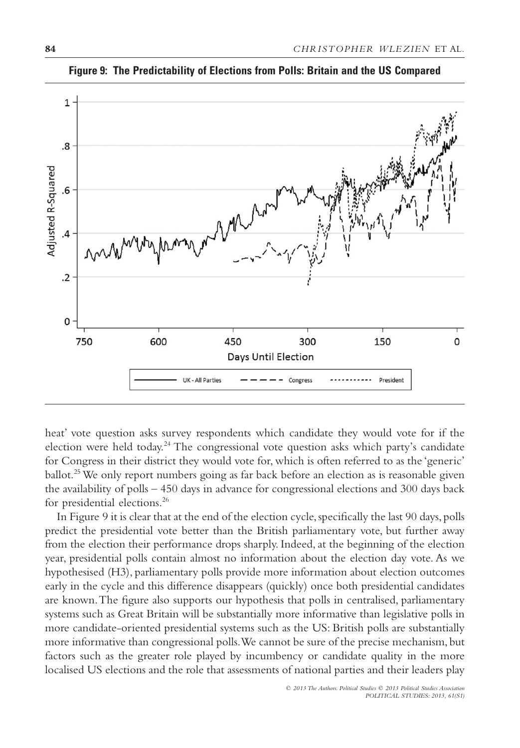**Figure 9: The Predictability of Elections from Polls: Britain and the US Compared**

heat' vote question asks survey respondents which candidate they would vote for if the election were held today.[24] The congressional vote question asks which party's candidate for Congress in their district they would vote for, which is often referred to as the 'generic' ballot.[25] We only report numbers going as far back before an election as is reasonable given the availability of polls – 450 days in advance for congressional elections and 300 days back for presidential elections.[26]

In Figure 9 it is clear that at the end of the election cycle, specifically the last 90 days, polls predict the presidential vote better than the British parliamentary vote, but further away from the election their performance drops sharply. Indeed, at the beginning of the election year, presidential polls contain almost no information about the election day vote. As we hypothesised (H3), parliamentary polls provide more information about election outcomes early in the cycle and this difference disappears (quickly) once both presidential candidates are known. The figure also supports our hypothesis that polls in centralised, parliamentary systems such as Great Britain will be substantially more informative than legislative polls in more candidate-oriented presidential systems such as the US: British polls are substantially more informative than congressional polls. We cannot be sure of the precise mechanism, but factors such as the greater role played by incumbency or candidate quality in the more localised US elections and the role that assessments of national parties and their leaders play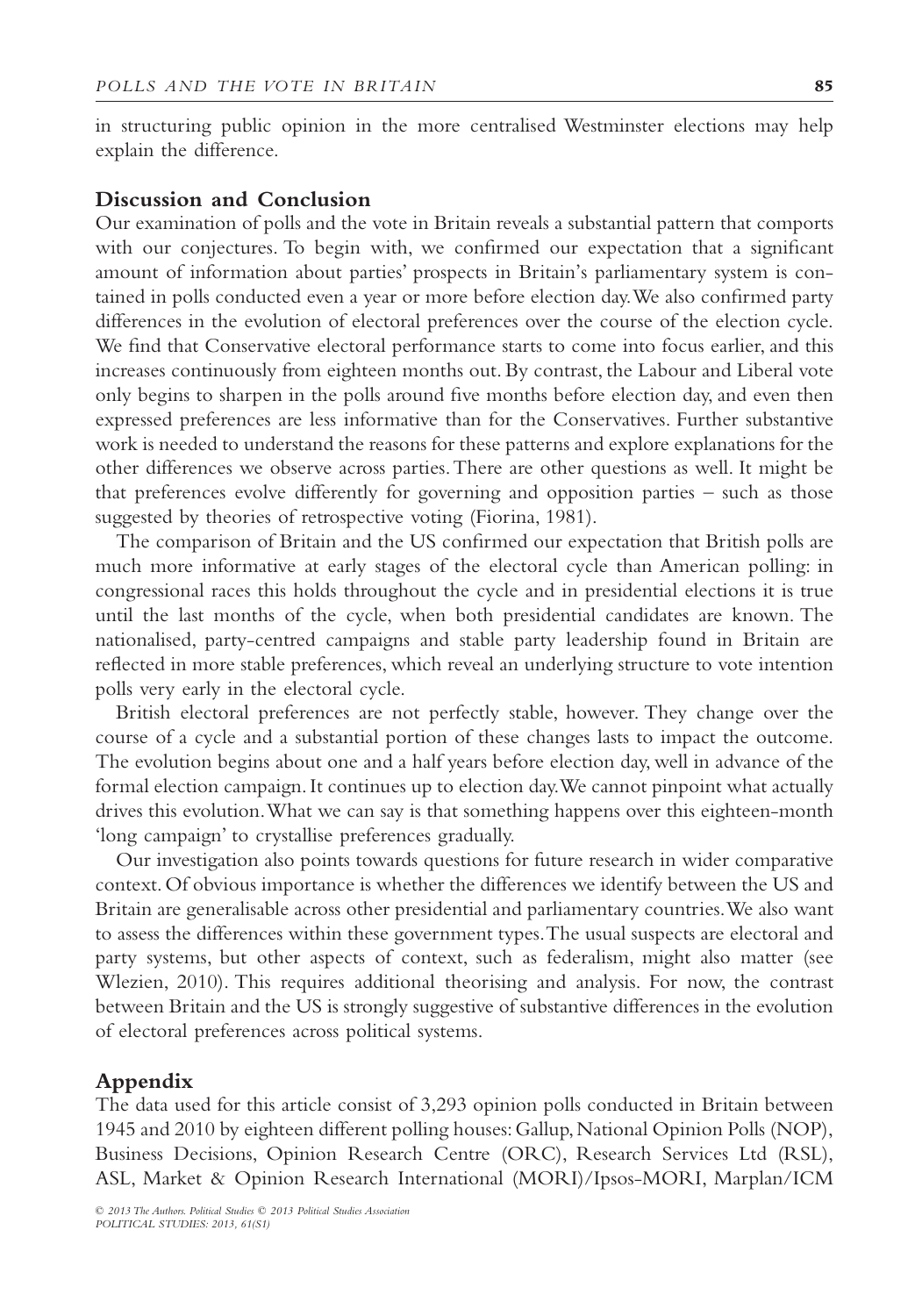in structuring public opinion in the more centralised Westminster elections may help explain the difference.

## Discussion and Conclusion

Our examination of polls and the vote in Britain reveals a substantial pattern that comports with our conjectures. To begin with, we confirmed our expectation that a significant amount of information about parties' prospects in Britain's parliamentary system is contained in polls conducted even a year or more before election day. We also confirmed party differences in the evolution of electoral preferences over the course of the election cycle. We find that Conservative electoral performance starts to come into focus earlier, and this increases continuously from eighteen months out. By contrast, the Labour and Liberal vote only begins to sharpen in the polls around five months before election day, and even then expressed preferences are less informative than for the Conservatives. Further substantive work is needed to understand the reasons for these patterns and explore explanations for the other differences we observe across parties. There are other questions as well. It might be that preferences evolve differently for governing and opposition parties – such as those suggested by theories of retrospective voting (Fiorina, 1981).

The comparison of Britain and the US confirmed our expectation that British polls are much more informative at early stages of the electoral cycle than American polling: in congressional races this holds throughout the cycle and in presidential elections it is true until the last months of the cycle, when both presidential candidates are known. The nationalised, party-centred campaigns and stable party leadership found in Britain are reflected in more stable preferences, which reveal an underlying structure to vote intention polls very early in the electoral cycle.

British electoral preferences are not perfectly stable, however. They change over the course of a cycle and a substantial portion of these changes lasts to impact the outcome. The evolution begins about one and a half years before election day, well in advance of the formal election campaign. It continues up to election day. We cannot pinpoint what actually drives this evolution. What we can say is that something happens over this eighteen-month 'long campaign' to crystallise preferences gradually.

Our investigation also points towards questions for future research in wider comparative context. Of obvious importance is whether the differences we identify between the US and Britain are generalisable across other presidential and parliamentary countries. We also want to assess the differences within these government types. The usual suspects are electoral and party systems, but other aspects of context, such as federalism, might also matter (see Wlezien, 2010). This requires additional theorising and analysis. For now, the contrast between Britain and the US is strongly suggestive of substantive differences in the evolution of electoral preferences across political systems.

## Appendix

The data used for this article consist of 3,293 opinion polls conducted in Britain between 1945 and 2010 by eighteen different polling houses: Gallup, National Opinion Polls (NOP), Business Decisions, Opinion Research Centre (ORC), Research Services Ltd (RSL), ASL, Market & Opinion Research International (MORI)/Ipsos-MORI, Marplan/ICM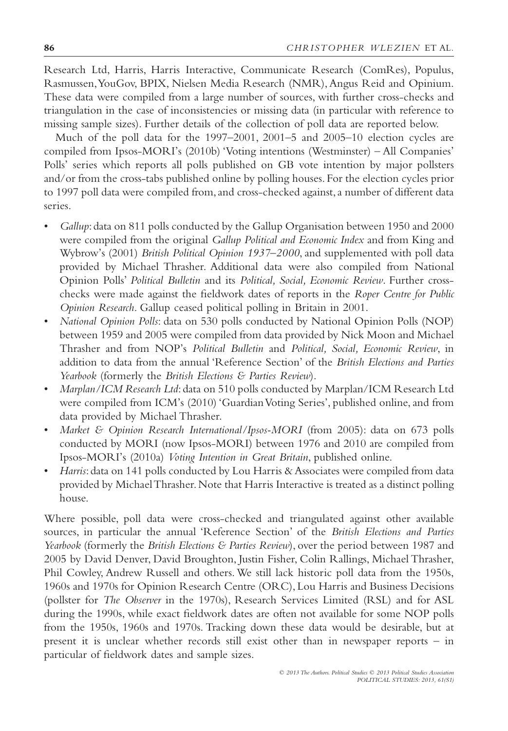Research Ltd, Harris, Harris Interactive, Communicate Research (ComRes), Populus, Rasmussen, YouGov, BPIX, Nielsen Media Research (NMR), Angus Reid and Opinium. These data were compiled from a large number of sources, with further cross-checks and triangulation in the case of inconsistencies or missing data (in particular with reference to missing sample sizes). Further details of the collection of poll data are reported below.

Much of the poll data for the 1997–2001, 2001–5 and 2005–10 election cycles are compiled from Ipsos-MORI's (2010b) 'Voting intentions (Westminster) – All Companies' Polls' series which reports all polls published on GB vote intention by major pollsters and/or from the cross-tabs published online by polling houses. For the election cycles prior to 1997 poll data were compiled from, and cross-checked against, a number of different data series.

- *Gallup*: data on 811 polls conducted by the Gallup Organisation between 1950 and 2000 were compiled from the original *Gallup Political and Economic Index* and from King and Wybrow's (2001) *British Political Opinion 1937–2000*, and supplemented with poll data provided by Michael Thrasher. Additional data were also compiled from National Opinion Polls' *Political Bulletin* and its *Political, Social, Economic Review*. Further cross-checks were made against the fieldwork dates of reports in the *Roper Centre for Public Opinion Research*. Gallup ceased political polling in Britain in 2001.
- *National Opinion Polls*: data on 530 polls conducted by National Opinion Polls (NOP) between 1959 and 2005 were compiled from data provided by Nick Moon and Michael Thrasher and from NOP's *Political Bulletin* and *Political, Social, Economic Review*, in addition to data from the annual 'Reference Section' of the *British Elections and Parties Yearbook* (formerly the *British Elections & Parties Review*).
- *Marplan/ICM Research Ltd*: data on 510 polls conducted by Marplan/ICM Research Ltd were compiled from ICM's (2010) 'Guardian Voting Series', published online, and from data provided by Michael Thrasher.
- *Market & Opinion Research International/Ipsos-MORI* (from 2005): data on 673 polls conducted by MORI (now Ipsos-MORI) between 1976 and 2010 are compiled from Ipsos-MORI's (2010a) *Voting Intention in Great Britain*, published online.
- *Harris*: data on 141 polls conducted by Lou Harris & Associates were compiled from data provided by Michael Thrasher. Note that Harris Interactive is treated as a distinct polling house.

Where possible, poll data were cross-checked and triangulated against other available sources, in particular the annual 'Reference Section' of the *British Elections and Parties Yearbook* (formerly the *British Elections & Parties Review*), over the period between 1987 and 2005 by David Denver, David Broughton, Justin Fisher, Colin Rallings, Michael Thrasher, Phil Cowley, Andrew Russell and others. We still lack historic poll data from the 1950s, 1960s and 1970s for Opinion Research Centre (ORC), Lou Harris and Business Decisions (pollster for *The Observer* in the 1970s), Research Services Limited (RSL) and for ASL during the 1990s, while exact fieldwork dates are often not available for some NOP polls from the 1950s, 1960s and 1970s. Tracking down these data would be desirable, but at present it is unclear whether records still exist other than in newspaper reports – in particular of fieldwork dates and sample sizes.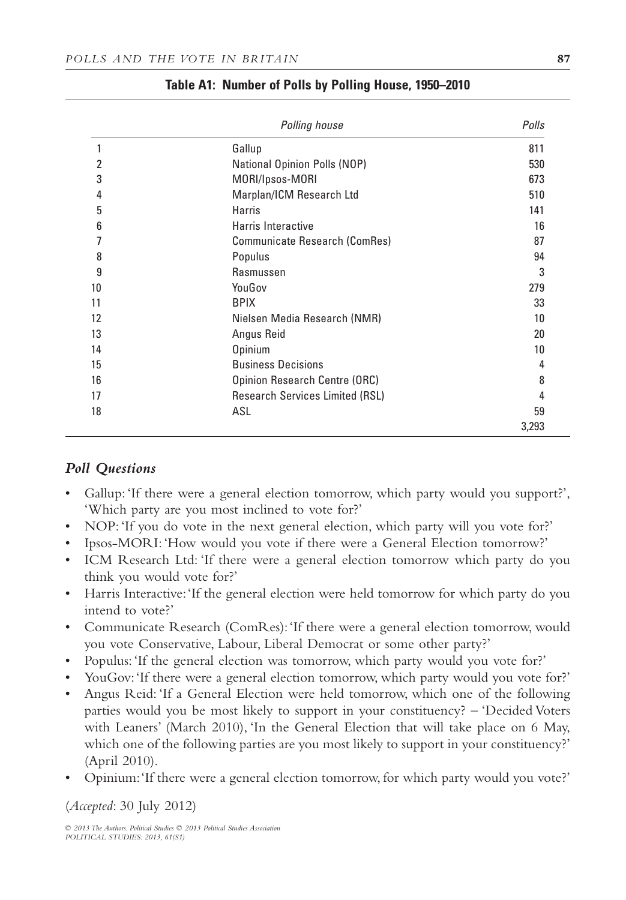**Table A1: Number of Polls by Polling House, 1950–2010**

| | Polling house | Polls |
|---|---|---|
| 1 | Gallup | 811 |
| 2 | National Opinion Polls (NOP) | 530 |
| 3 | MORI/Ipsos-MORI | 673 |
| 4 | Marplan/ICM Research Ltd | 510 |
| 5 | Harris | 141 |
| 6 | Harris Interactive | 16 |
| 7 | Communicate Research (ComRes) | 87 |
| 8 | Populus | 94 |
| 9 | Rasmussen | 3 |
| 10 | YouGov | 279 |
| 11 | BPIX | 33 |
| 12 | Nielsen Media Research (NMR) | 10 |
| 13 | Angus Reid | 20 |
| 14 | Opinium | 10 |
| 15 | Business Decisions | 4 |
| 16 | Opinion Research Centre (ORC) | 8 |
| 17 | Research Services Limited (RSL) | 4 |
| 18 | ASL | 59 |
| | | 3,293 |

## *Poll Questions*

- Gallup: 'If there were a general election tomorrow, which party would you support?', 'Which party are you most inclined to vote for?'
- NOP: 'If you do vote in the next general election, which party will you vote for?'
- Ipsos-MORI: 'How would you vote if there were a General Election tomorrow?'
- ICM Research Ltd: 'If there were a general election tomorrow which party do you think you would vote for?'
- Harris Interactive: 'If the general election were held tomorrow for which party do you intend to vote?'
- Communicate Research (ComRes): 'If there were a general election tomorrow, would you vote Conservative, Labour, Liberal Democrat or some other party?'
- Populus: 'If the general election was tomorrow, which party would you vote for?'
- YouGov: 'If there were a general election tomorrow, which party would you vote for?'
- Angus Reid: 'If a General Election were held tomorrow, which one of the following parties would you be most likely to support in your constituency? – 'Decided Voters with Leaners' (March 2010), 'In the General Election that will take place on 6 May, which one of the following parties are you most likely to support in your constituency?' (April 2010).
- Opinium: 'If there were a general election tomorrow, for which party would you vote?'

(*Accepted*: 30 July 2012)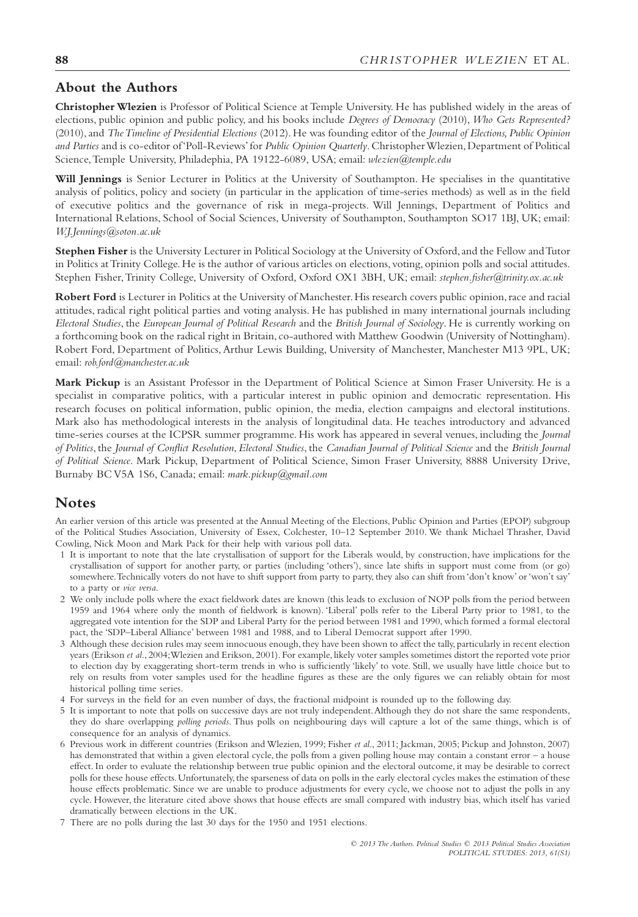## About the Authors

**Christopher Wlezien** is Professor of Political Science at Temple University. He has published widely in the areas of elections, public opinion and public policy, and his books include *Degrees of Democracy* (2010), *Who Gets Represented?* (2010), and *The Timeline of Presidential Elections* (2012). He was founding editor of the *Journal of Elections, Public Opinion and Parties* and is co-editor of 'Poll-Reviews' for *Public Opinion Quarterly*. Christopher Wlezien, Department of Political Science, Temple University, Philadephia, PA 19122-6089, USA; email: *wlezien@temple.edu*

**Will Jennings** is Senior Lecturer in Politics at the University of Southampton. He specialises in the quantitative analysis of politics, policy and society (in particular in the application of time-series methods) as well as in the field of executive politics and the governance of risk in mega-projects. Will Jennings, Department of Politics and International Relations, School of Social Sciences, University of Southampton, Southampton SO17 1BJ, UK; email: *W.J.Jennings@soton.ac.uk*

**Stephen Fisher** is the University Lecturer in Political Sociology at the University of Oxford, and the Fellow and Tutor in Politics at Trinity College. He is the author of various articles on elections, voting, opinion polls and social attitudes. Stephen Fisher, Trinity College, University of Oxford, Oxford OX1 3BH, UK; email: *stephen.fisher@trinity.ox.ac.uk*

**Robert Ford** is Lecturer in Politics at the University of Manchester. His research covers public opinion, race and racial attitudes, radical right political parties and voting analysis. He has published in many international journals including *Electoral Studies*, the *European Journal of Political Research* and the *British Journal of Sociology*. He is currently working on a forthcoming book on the radical right in Britain, co-authored with Matthew Goodwin (University of Nottingham). Robert Ford, Department of Politics, Arthur Lewis Building, University of Manchester, Manchester M13 9PL, UK; email: *rob.ford@manchester.ac.uk*

**Mark Pickup** is an Assistant Professor in the Department of Political Science at Simon Fraser University. He is a specialist in comparative politics, with a particular interest in public opinion and democratic representation. His research focuses on political information, public opinion, the media, election campaigns and electoral institutions. Mark also has methodological interests in the analysis of longitudinal data. He teaches introductory and advanced time-series courses at the ICPSR summer programme. His work has appeared in several venues, including the *Journal of Politics*, the *Journal of Conflict Resolution*, *Electoral Studies*, the *Canadian Journal of Political Science* and the *British Journal of Political Science*. Mark Pickup, Department of Political Science, Simon Fraser University, 8888 University Drive, Burnaby BC V5A 1S6, Canada; email: *mark.pickup@gmail.com*

## Notes

An earlier version of this article was presented at the Annual Meeting of the Elections, Public Opinion and Parties (EPOP) subgroup of the Political Studies Association, University of Essex, Colchester, 10–12 September 2010. We thank Michael Thrasher, David Cowling, Nick Moon and Mark Pack for their help with various poll data.

1 It is important to note that the late crystallisation of support for the Liberals would, by construction, have implications for the crystallisation of support for another party, or parties (including 'others'), since late shifts in support must come from (or go) somewhere. Technically voters do not have to shift support from party to party, they also can shift from 'don't know' or 'won't say' to a party or *vice versa*.

2 We only include polls where the exact fieldwork dates are known (this leads to exclusion of NOP polls from the period between 1959 and 1964 where only the month of fieldwork is known). 'Liberal' polls refer to the Liberal Party prior to 1981, to the aggregated vote intention for the SDP and Liberal Party for the period between 1981 and 1990, which formed a formal electoral pact, the 'SDP–Liberal Alliance' between 1981 and 1988, and to Liberal Democrat support after 1990.

3 Although these decision rules may seem innocuous enough, they have been shown to affect the tally, particularly in recent election years (Erikson *et al.*, 2004; Wlezien and Erikson, 2001). For example, likely voter samples sometimes distort the reported vote prior to election day by exaggerating short-term trends in who is sufficiently 'likely' to vote. Still, we usually have little choice but to rely on results from voter samples used for the headline figures as these are the only figures we can reliably obtain for most historical polling time series.

4 For surveys in the field for an even number of days, the fractional midpoint is rounded up to the following day.

5 It is important to note that polls on successive days are not truly independent. Although they do not share the same respondents, they do share overlapping *polling periods*. Thus polls on neighbouring days will capture a lot of the same things, which is of consequence for an analysis of dynamics.

6 Previous work in different countries (Erikson and Wlezien, 1999; Fisher *et al.*, 2011; Jackman, 2005; Pickup and Johnston, 2007) has demonstrated that within a given electoral cycle, the polls from a given polling house may contain a constant error – a house effect. In order to evaluate the relationship between true public opinion and the electoral outcome, it may be desirable to correct polls for these house effects. Unfortunately, the sparseness of data on polls in the early electoral cycles makes the estimation of these house effects problematic. Since we are unable to produce adjustments for every cycle, we choose not to adjust the polls in any cycle. However, the literature cited above shows that house effects are small compared with industry bias, which itself has varied dramatically between elections in the UK.

7 There are no polls during the last 30 days for the 1950 and 1951 elections.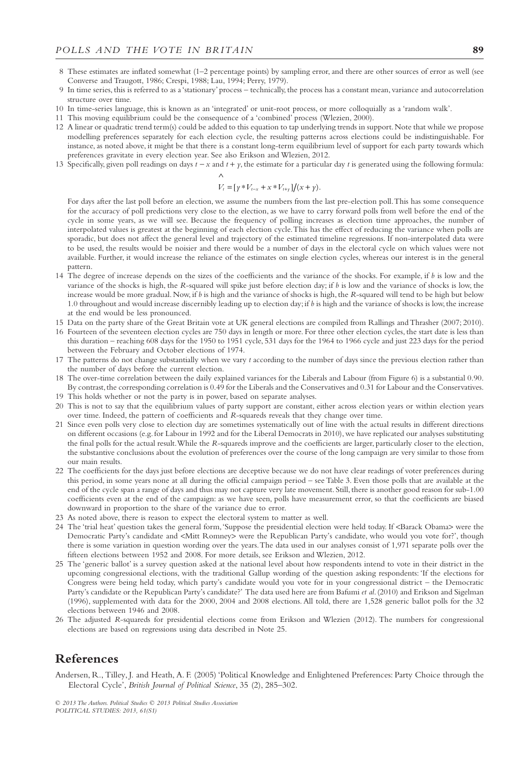8 These estimates are inflated somewhat (1–2 percentage points) by sampling error, and there are other sources of error as well (see Converse and Traugott, 1986; Crespi, 1988; Lau, 1994; Perry, 1979).

9 In time series, this is referred to as a 'stationary' process – technically, the process has a constant mean, variance and autocorrelation structure over time.

10 In time-series language, this is known as an 'integrated' or unit-root process, or more colloquially as a 'random walk'.

11 This moving equilibrium could be the consequence of a 'combined' process (Wlezien, 2000).

12 A linear or quadratic trend term(s) could be added to this equation to tap underlying trends in support. Note that while we propose modelling preferences separately for each election cycle, the resulting patterns across elections could be indistinguishable. For instance, as noted above, it might be that there is a constant long-term equilibrium level of support for each party towards which preferences gravitate in every election year. See also Erikson and Wlezien, 2012.

13 Specifically, given poll readings on days $t - x$ and $t + y$, the estimate for a particular day $t$ is generated using the following formula:

$$\hat{V}_t = [y * V_{t-x} + x * V_{t+y}]/(x + y).$$

For days after the last poll before an election, we assume the numbers from the last pre-election poll. This has some consequence for the accuracy of poll predictions very close to the election, as we have to carry forward polls from well before the end of the cycle in some years, as we will see. Because the frequency of polling increases as election time approaches, the number of interpolated values is greatest at the beginning of each election cycle. This has the effect of reducing the variance when polls are sporadic, but does not affect the general level and trajectory of the estimated timeline regressions. If non-interpolated data were to be used, the results would be noisier and there would be a number of days in the electoral cycle on which values were not available. Further, it would increase the reliance of the estimates on single election cycles, whereas our interest is in the general pattern.

14 The degree of increase depends on the sizes of the coefficients and the variance of the shocks. For example, if $b$ is low and the variance of the shocks is high, the $R$-squared will spike just before election day; if $b$ is low and the variance of shocks is low, the increase would be more gradual. Now, if $b$ is high and the variance of shocks is high, the $R$-squared will tend to be high but below 1.0 throughout and would increase discernibly leading up to election day; if $b$ is high and the variance of shocks is low, the increase at the end would be less pronounced.

15 Data on the party share of the Great Britain vote at UK general elections are compiled from Rallings and Thrasher (2007; 2010).

16 Fourteen of the seventeen election cycles are 750 days in length or more. For three other election cycles, the start date is less than this duration – reaching 608 days for the 1950 to 1951 cycle, 531 days for the 1964 to 1966 cycle and just 223 days for the period between the February and October elections of 1974.

17 The patterns do not change substantially when we vary $t$ according to the number of days since the previous election rather than the number of days before the current election.

18 The over-time correlation between the daily explained variances for the Liberals and Labour (from Figure 6) is a substantial 0.90. By contrast, the corresponding correlation is 0.49 for the Liberals and the Conservatives and 0.31 for Labour and the Conservatives.

19 This holds whether or not the party is in power, based on separate analyses.

20 This is not to say that the equilibrium values of party support are constant, either across election years or within election years over time. Indeed, the pattern of coefficients and $R$-squareds reveals that they change over time.

21 Since even polls very close to election day are sometimes systematically out of line with the actual results in different directions on different occasions (e.g. for Labour in 1992 and for the Liberal Democrats in 2010), we have replicated our analyses substituting the final polls for the actual result. While the $R$-squareds improve and the coefficients are larger, particularly closer to the election, the substantive conclusions about the evolution of preferences over the course of the long campaign are very similar to those from our main results.

22 The coefficients for the days just before elections are deceptive because we do not have clear readings of voter preferences during this period, in some years none at all during the official campaign period – see Table 3. Even those polls that are available at the end of the cycle span a range of days and thus may not capture very late movement. Still, there is another good reason for sub-1.00 coefficients even at the end of the campaign: as we have seen, polls have measurement error, so that the coefficients are biased downward in proportion to the share of the variance due to error.

23 As noted above, there is reason to expect the electoral system to matter as well.

24 The 'trial heat' question takes the general form, 'Suppose the presidential election were held today. If <Barack Obama> were the Democratic Party's candidate and <Mitt Romney> were the Republican Party's candidate, who would you vote for?', though there is some variation in question wording over the years. The data used in our analyses consist of 1,971 separate polls over the fifteen elections between 1952 and 2008. For more details, see Erikson and Wlezien, 2012.

25 The 'generic ballot' is a survey question asked at the national level about how respondents intend to vote in their district in the upcoming congressional elections, with the traditional Gallup wording of the question asking respondents: 'If the elections for Congress were being held today, which party's candidate would you vote for in your congressional district – the Democratic Party's candidate or the Republican Party's candidate?' The data used here are from Bafumi *et al.* (2010) and Erikson and Sigelman (1996), supplemented with data for the 2000, 2004 and 2008 elections. All told, there are 1,528 generic ballot polls for the 32 elections between 1946 and 2008.

26 The adjusted $R$-squareds for presidential elections come from Erikson and Wlezien (2012). The numbers for congressional elections are based on regressions using data described in Note 25.

## References

Andersen, R., Tilley, J. and Heath, A. F. (2005) 'Political Knowledge and Enlightened Preferences: Party Choice through the Electoral Cycle', *British Journal of Political Science*, 35 (2), 285–302.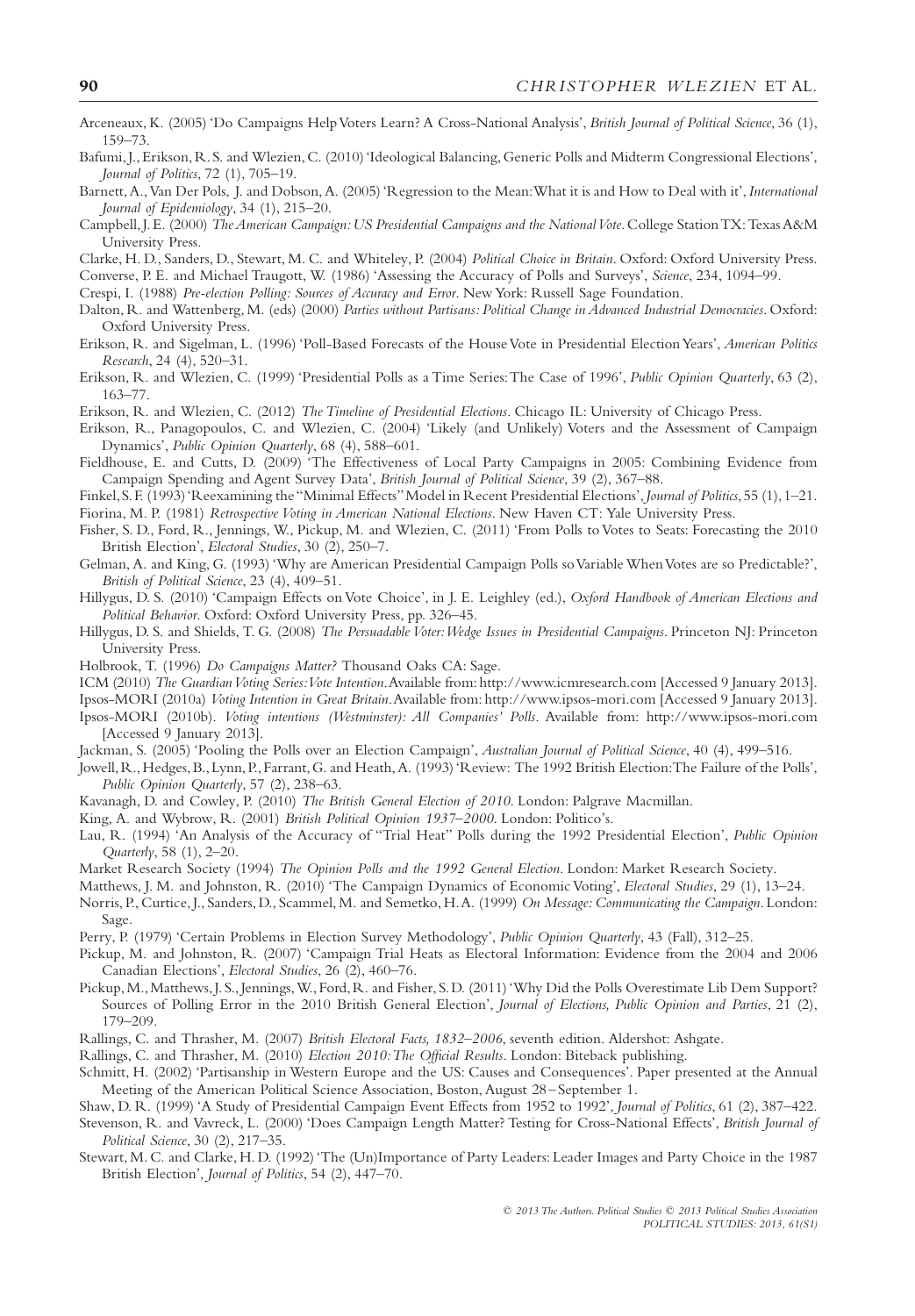Arceneaux, K. (2005) 'Do Campaigns Help Voters Learn? A Cross-National Analysis', *British Journal of Political Science*, 36 (1), 159–73.

Bafumi, J., Erikson, R. S. and Wlezien, C. (2010) 'Ideological Balancing, Generic Polls and Midterm Congressional Elections', *Journal of Politics*, 72 (1), 705–19.

Barnett, A., Van Der Pols, J. and Dobson, A. (2005) 'Regression to the Mean: What it is and How to Deal with it', *International Journal of Epidemiology*, 34 (1), 215–20.

Campbell, J. E. (2000) *The American Campaign: US Presidential Campaigns and the National Vote*. College Station TX: Texas A&M University Press.

Clarke, H. D., Sanders, D., Stewart, M. C. and Whiteley, P. (2004) *Political Choice in Britain*. Oxford: Oxford University Press.

Converse, P. E. and Michael Traugott, W. (1986) 'Assessing the Accuracy of Polls and Surveys', *Science*, 234, 1094–99.

Crespi, I. (1988) *Pre-election Polling: Sources of Accuracy and Error*. New York: Russell Sage Foundation.

Dalton, R. and Wattenberg, M. (eds) (2000) *Parties without Partisans: Political Change in Advanced Industrial Democracies*. Oxford: Oxford University Press.

Erikson, R. and Sigelman, L. (1996) 'Poll-Based Forecasts of the House Vote in Presidential Election Years', *American Politics Research*, 24 (4), 520–31.

Erikson, R. and Wlezien, C. (1999) 'Presidential Polls as a Time Series: The Case of 1996', *Public Opinion Quarterly*, 63 (2), 163–77.

Erikson, R. and Wlezien, C. (2012) *The Timeline of Presidential Elections*. Chicago IL: University of Chicago Press.

Erikson, R., Panagopoulos, C. and Wlezien, C. (2004) 'Likely (and Unlikely) Voters and the Assessment of Campaign Dynamics', *Public Opinion Quarterly*, 68 (4), 588–601.

Fieldhouse, E. and Cutts, D. (2009) 'The Effectiveness of Local Party Campaigns in 2005: Combining Evidence from Campaign Spending and Agent Survey Data', *British Journal of Political Science*, 39 (2), 367–88.

Finkel, S. F. (1993) 'Reexamining the "Minimal Effects" Model in Recent Presidential Elections', *Journal of Politics*, 55 (1), 1–21.

Fiorina, M. P. (1981) *Retrospective Voting in American National Elections*. New Haven CT: Yale University Press.

Fisher, S. D., Ford, R., Jennings, W., Pickup, M. and Wlezien, C. (2011) 'From Polls to Votes to Seats: Forecasting the 2010 British Election', *Electoral Studies*, 30 (2), 250–7.

Gelman, A. and King, G. (1993) 'Why are American Presidential Campaign Polls so Variable When Votes are so Predictable?', *British of Political Science*, 23 (4), 409–51.

Hillygus, D. S. (2010) 'Campaign Effects on Vote Choice', in J. E. Leighley (ed.), *Oxford Handbook of American Elections and Political Behavior*. Oxford: Oxford University Press, pp. 326–45.

Hillygus, D. S. and Shields, T. G. (2008) *The Persuadable Voter: Wedge Issues in Presidential Campaigns*. Princeton NJ: Princeton University Press.

Holbrook, T. (1996) *Do Campaigns Matter?* Thousand Oaks CA: Sage.

ICM (2010) *The Guardian Voting Series: Vote Intention*. Available from: http://www.icmresearch.com [Accessed 9 January 2013].

Ipsos-MORI (2010a) *Voting Intention in Great Britain*. Available from: http://www.ipsos-mori.com [Accessed 9 January 2013].

Ipsos-MORI (2010b). *Voting intentions (Westminster): All Companies' Polls*. Available from: http://www.ipsos-mori.com [Accessed 9 January 2013].

Jackman, S. (2005) 'Pooling the Polls over an Election Campaign', *Australian Journal of Political Science*, 40 (4), 499–516.

Jowell, R., Hedges, B., Lynn, P., Farrant, G. and Heath, A. (1993) 'Review: The 1992 British Election: The Failure of the Polls', *Public Opinion Quarterly*, 57 (2), 238–63.

Kavanagh, D. and Cowley, P. (2010) *The British General Election of 2010*. London: Palgrave Macmillan.

King, A. and Wybrow, R. (2001) *British Political Opinion 1937–2000*. London: Politico's.

Lau, R. (1994) 'An Analysis of the Accuracy of "Trial Heat" Polls during the 1992 Presidential Election', *Public Opinion Quarterly*, 58 (1), 2–20.

Market Research Society (1994) *The Opinion Polls and the 1992 General Election*. London: Market Research Society.

Matthews, J. M. and Johnston, R. (2010) 'The Campaign Dynamics of Economic Voting', *Electoral Studies*, 29 (1), 13–24.

Norris, P., Curtice, J., Sanders, D., Scammel, M. and Semetko, H. A. (1999) *On Message: Communicating the Campaign*. London: Sage.

Perry, P. (1979) 'Certain Problems in Election Survey Methodology', *Public Opinion Quarterly*, 43 (Fall), 312–25.

Pickup, M. and Johnston, R. (2007) 'Campaign Trial Heats as Electoral Information: Evidence from the 2004 and 2006 Canadian Elections', *Electoral Studies*, 26 (2), 460–76.

Pickup, M., Matthews, J. S., Jennings, W., Ford, R. and Fisher, S. D. (2011) 'Why Did the Polls Overestimate Lib Dem Support? Sources of Polling Error in the 2010 British General Election', *Journal of Elections, Public Opinion and Parties*, 21 (2), 179–209.

Rallings, C. and Thrasher, M. (2007) *British Electoral Facts, 1832–2006*, seventh edition. Aldershot: Ashgate.

Rallings, C. and Thrasher, M. (2010) *Election 2010: The Official Results*. London: Biteback publishing.

Schmitt, H. (2002) 'Partisanship in Western Europe and the US: Causes and Consequences'. Paper presented at the Annual Meeting of the American Political Science Association, Boston, August 28 – September 1.

Shaw, D. R. (1999) 'A Study of Presidential Campaign Event Effects from 1952 to 1992', *Journal of Politics*, 61 (2), 387–422.

Stevenson, R. and Vavreck, L. (2000) 'Does Campaign Length Matter? Testing for Cross-National Effects', *British Journal of Political Science*, 30 (2), 217–35.

Stewart, M. C. and Clarke, H. D. (1992) 'The (Un)Importance of Party Leaders: Leader Images and Party Choice in the 1987 British Election', *Journal of Politics*, 54 (2), 447–70.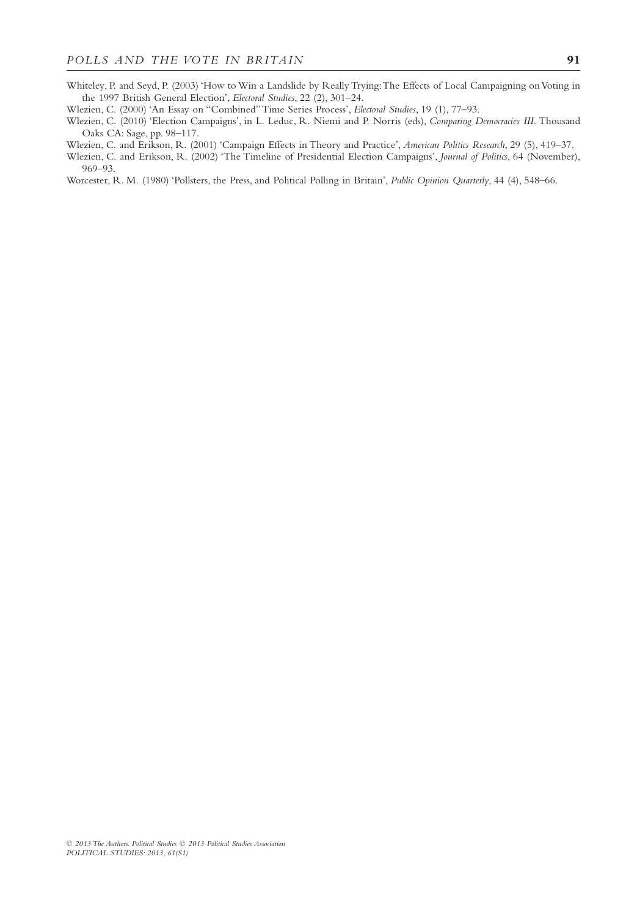Whiteley, P. and Seyd, P. (2003) 'How to Win a Landslide by Really Trying: The Effects of Local Campaigning on Voting in the 1997 British General Election', *Electoral Studies*, 22 (2), 301–24.

Wlezien, C. (2000) 'An Essay on "Combined" Time Series Process', *Electoral Studies*, 19 (1), 77–93.

Wlezien, C. (2010) 'Election Campaigns', in L. Leduc, R. Niemi and P. Norris (eds), *Comparing Democracies III*. Thousand Oaks CA: Sage, pp. 98–117.

Wlezien, C. and Erikson, R. (2001) 'Campaign Effects in Theory and Practice', *American Politics Research*, 29 (5), 419–37.

Wlezien, C. and Erikson, R. (2002) 'The Timeline of Presidential Election Campaigns', *Journal of Politics*, 64 (November), 969–93.

Worcester, R. M. (1980) 'Pollsters, the Press, and Political Polling in Britain', *Public Opinion Quarterly*, 44 (4), 548–66.